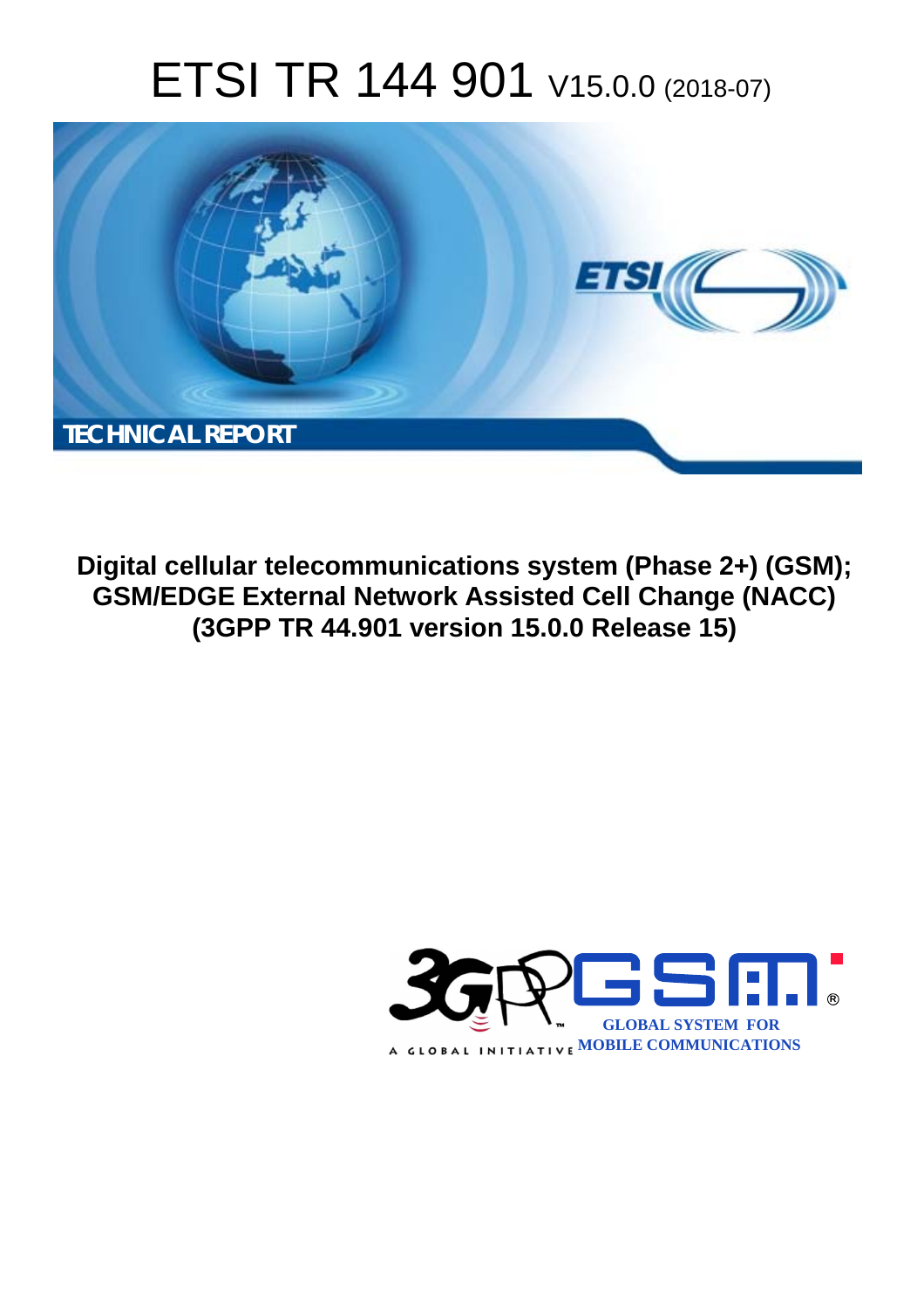# ETSI TR 144 901 V15.0.0 (2018-07)

TECHNICAL REPORT

**Digital cellular telecommunications system (Phase 2+) (GSM); GSM/EDGE External Network Assisted Cell Change (NACC) (3GPP TR 44.901 version 15.0.0 Release 15)**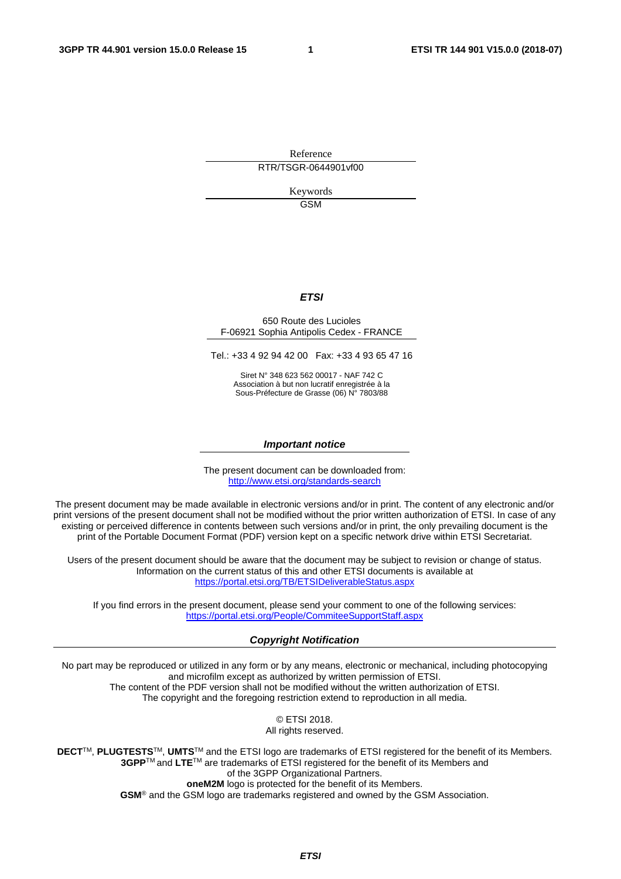Reference

RTR/TSGR-0644901vf00

Keywords

GSM

***ETSI***

650 Route des Lucioles
F-06921 Sophia Antipolis Cedex - FRANCE

Tel.: +33 4 92 94 42 00 Fax: +33 4 93 65 47 16

Siret N° 348 623 562 00017 - NAF 742 C
Association à but non lucratif enregistrée à la
Sous-Préfecture de Grasse (06) N° 7803/88

***Important notice***

The present document can be downloaded from:
http://www.etsi.org/standards-search

The present document may be made available in electronic versions and/or in print. The content of any electronic and/or print versions of the present document shall not be modified without the prior written authorization of ETSI. In case of any existing or perceived difference in contents between such versions and/or in print, the only prevailing document is the print of the Portable Document Format (PDF) version kept on a specific network drive within ETSI Secretariat.

Users of the present document should be aware that the document may be subject to revision or change of status. Information on the current status of this and other ETSI documents is available at
https://portal.etsi.org/TB/ETSIDeliverableStatus.aspx

If you find errors in the present document, please send your comment to one of the following services:
https://portal.etsi.org/People/CommiteeSupportStaff.aspx

***Copyright Notification***

No part may be reproduced or utilized in any form or by any means, electronic or mechanical, including photocopying and microfilm except as authorized by written permission of ETSI.
The content of the PDF version shall not be modified without the written authorization of ETSI.
The copyright and the foregoing restriction extend to reproduction in all media.

© ETSI 2018.
All rights reserved.

**DECT**TM, **PLUGTESTS**TM, **UMTS**TM and the ETSI logo are trademarks of ETSI registered for the benefit of its Members.
**3GPP**TM and **LTE**TM are trademarks of ETSI registered for the benefit of its Members and of the 3GPP Organizational Partners.
**oneM2M** logo is protected for the benefit of its Members.
**GSM**® and the GSM logo are trademarks registered and owned by the GSM Association.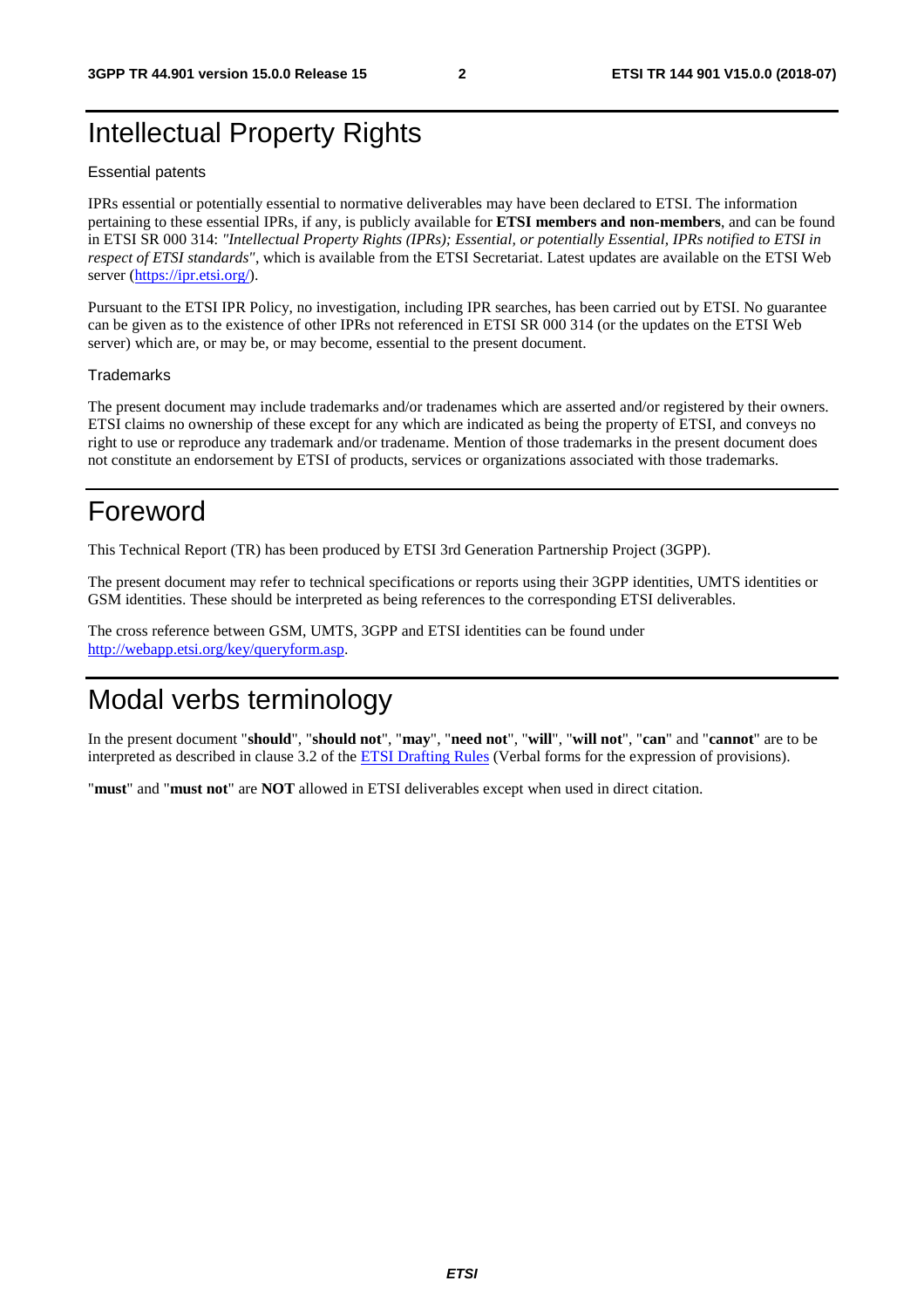# Intellectual Property Rights

Essential patents

IPRs essential or potentially essential to normative deliverables may have been declared to ETSI. The information pertaining to these essential IPRs, if any, is publicly available for **ETSI members and non-members**, and can be found in ETSI SR 000 314: *"Intellectual Property Rights (IPRs); Essential, or potentially Essential, IPRs notified to ETSI in respect of ETSI standards"*, which is available from the ETSI Secretariat. Latest updates are available on the ETSI Web server (https://ipr.etsi.org/).

Pursuant to the ETSI IPR Policy, no investigation, including IPR searches, has been carried out by ETSI. No guarantee can be given as to the existence of other IPRs not referenced in ETSI SR 000 314 (or the updates on the ETSI Web server) which are, or may be, or may become, essential to the present document.

Trademarks

The present document may include trademarks and/or tradenames which are asserted and/or registered by their owners. ETSI claims no ownership of these except for any which are indicated as being the property of ETSI, and conveys no right to use or reproduce any trademark and/or tradename. Mention of those trademarks in the present document does not constitute an endorsement by ETSI of products, services or organizations associated with those trademarks.

# Foreword

This Technical Report (TR) has been produced by ETSI 3rd Generation Partnership Project (3GPP).

The present document may refer to technical specifications or reports using their 3GPP identities, UMTS identities or GSM identities. These should be interpreted as being references to the corresponding ETSI deliverables.

The cross reference between GSM, UMTS, 3GPP and ETSI identities can be found under http://webapp.etsi.org/key/queryform.asp.

# Modal verbs terminology

In the present document "**should**", "**should not**", "**may**", "**need not**", "**will**", "**will not**", "**can**" and "**cannot**" are to be interpreted as described in clause 3.2 of the ETSI Drafting Rules (Verbal forms for the expression of provisions).

"**must**" and "**must not**" are **NOT** allowed in ETSI deliverables except when used in direct citation.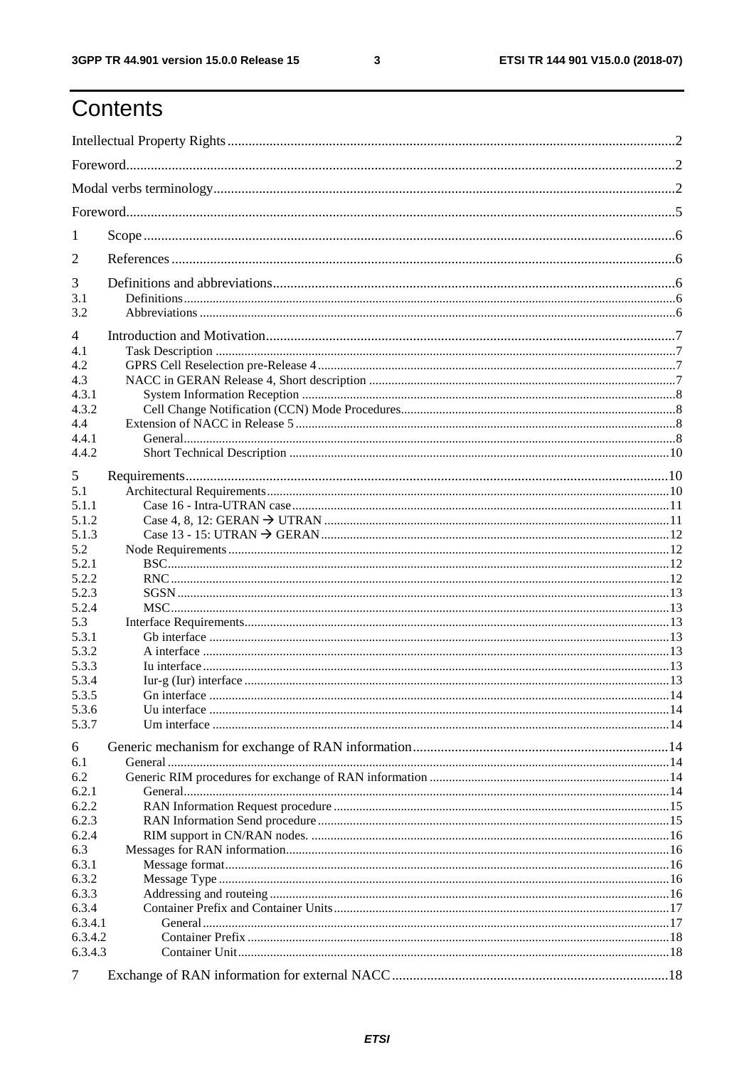# Contents

Intellectual Property Rights .......... 2

Foreword .......... 2

Modal verbs terminology .......... 2

Foreword .......... 5

1 Scope .......... 6

2 References .......... 6

3 Definitions and abbreviations .......... 6

3.1 Definitions .......... 6

3.2 Abbreviations .......... 6

4 Introduction and Motivation .......... 7

4.1 Task Description .......... 7

4.2 GPRS Cell Reselection pre-Release 4 .......... 7

4.3 NACC in GERAN Release 4, Short description .......... 7

4.3.1 System Information Reception .......... 8

4.3.2 Cell Change Notification (CCN) Mode Procedures .......... 8

4.4 Extension of NACC in Release 5 .......... 8

4.4.1 General .......... 8

4.4.2 Short Technical Description .......... 10

5 Requirements .......... 10

5.1 Architectural Requirements .......... 10

5.1.1 Case 16 - Intra-UTRAN case .......... 11

5.1.2 Case 4, 8, 12: GERAN → UTRAN .......... 11

5.1.3 Case 13 - 15: UTRAN → GERAN .......... 12

5.2 Node Requirements .......... 12

5.2.1 BSC .......... 12

5.2.2 RNC .......... 12

5.2.3 SGSN .......... 13

5.2.4 MSC .......... 13

5.3 Interface Requirements .......... 13

5.3.1 Gb interface .......... 13

5.3.2 A interface .......... 13

5.3.3 Iu interface .......... 13

5.3.4 Iur-g (Iur) interface .......... 13

5.3.5 Gn interface .......... 14

5.3.6 Uu interface .......... 14

5.3.7 Um interface .......... 14

6 Generic mechanism for exchange of RAN information .......... 14

6.1 General .......... 14

6.2 Generic RIM procedures for exchange of RAN information .......... 14

6.2.1 General .......... 14

6.2.2 RAN Information Request procedure .......... 15

6.2.3 RAN Information Send procedure .......... 15

6.2.4 RIM support in CN/RAN nodes. .......... 16

6.3 Messages for RAN information .......... 16

6.3.1 Message format .......... 16

6.3.2 Message Type .......... 16

6.3.3 Addressing and routeing .......... 16

6.3.4 Container Prefix and Container Units .......... 17

6.3.4.1 General .......... 17

6.3.4.2 Container Prefix .......... 18

6.3.4.3 Container Unit .......... 18

7 Exchange of RAN information for external NACC .......... 18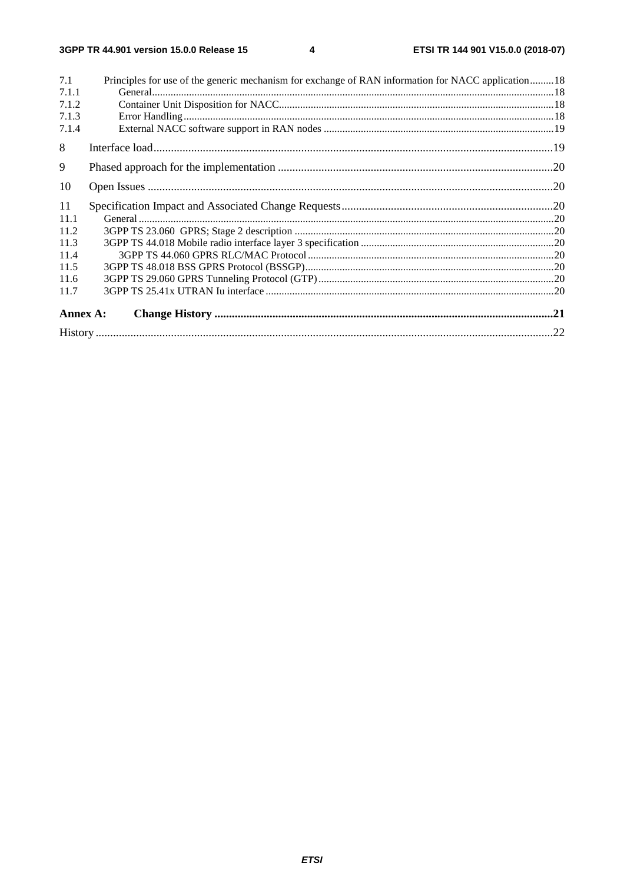7.1 Principles for use of the generic mechanism for exchange of RAN information for NACC application.........18
7.1.1 General........................................................................................................................................................18
7.1.2 Container Unit Disposition for NACC.......................................................................................................18
7.1.3 Error Handling............................................................................................................................................18
7.1.4 External NACC software support in RAN nodes .......................................................................................19

8 Interface load.........................................................................................................................................19

9 Phased approach for the implementation ..............................................................................................20

10 Open Issues ...........................................................................................................................................20

11 Specification Impact and Associated Change Requests.........................................................................20
11.1 General ............................................................................................................................................................20
11.2 3GPP TS 23.060 GPRS; Stage 2 description .................................................................................................20
11.3 3GPP TS 44.018 Mobile radio interface layer 3 specification .........................................................................20
11.4 3GPP TS 44.060 GPRS RLC/MAC Protocol ............................................................................................20
11.5 3GPP TS 48.018 BSS GPRS Protocol (BSSGP)..............................................................................................20
11.6 3GPP TS 29.060 GPRS Tunneling Protocol (GTP).........................................................................................20
11.7 3GPP TS 25.41x UTRAN Iu interface ............................................................................................................20

**Annex A: Change History ....................................................................................................................21**

History ............................................................................................................................................................22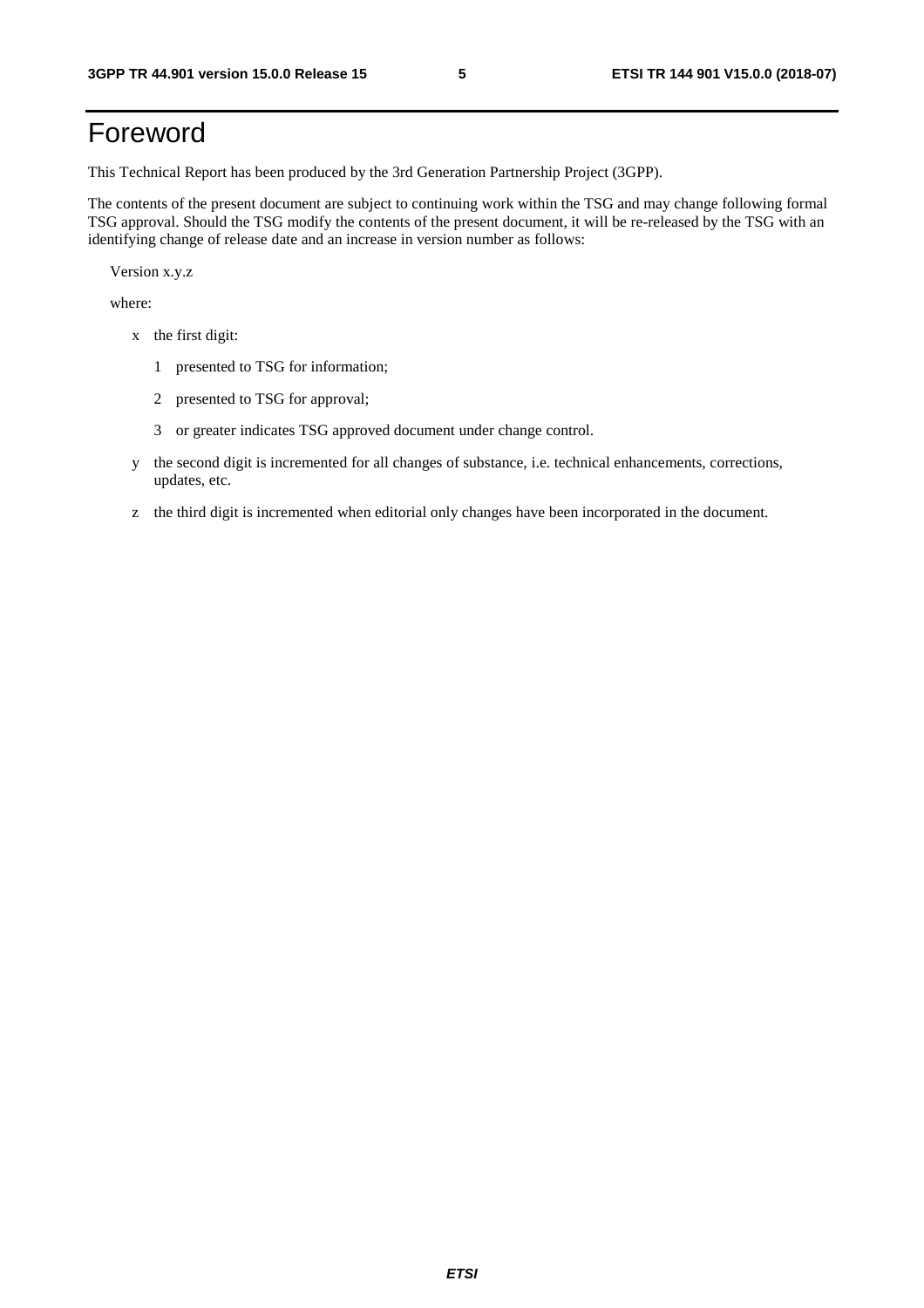# Foreword

This Technical Report has been produced by the 3rd Generation Partnership Project (3GPP).

The contents of the present document are subject to continuing work within the TSG and may change following formal TSG approval. Should the TSG modify the contents of the present document, it will be re-released by the TSG with an identifying change of release date and an increase in version number as follows:

Version x.y.z

where:

- x the first digit:
  - 1 presented to TSG for information;
  - 2 presented to TSG for approval;
  - 3 or greater indicates TSG approved document under change control.
- y the second digit is incremented for all changes of substance, i.e. technical enhancements, corrections, updates, etc.
- z the third digit is incremented when editorial only changes have been incorporated in the document.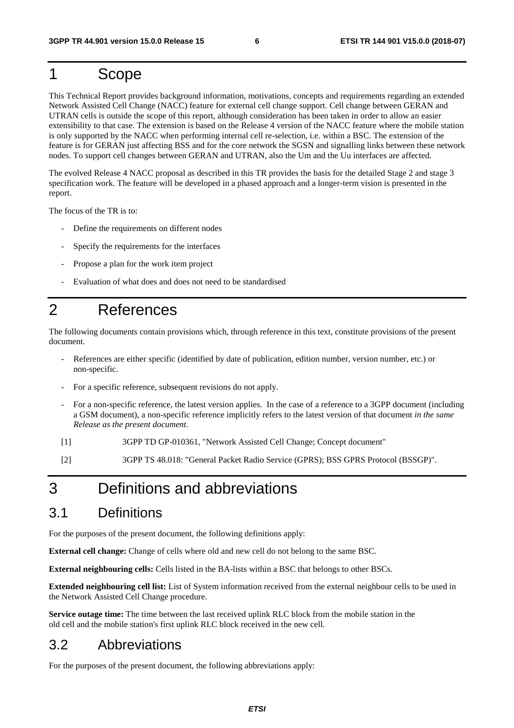# 1 Scope

This Technical Report provides background information, motivations, concepts and requirements regarding an extended Network Assisted Cell Change (NACC) feature for external cell change support. Cell change between GERAN and UTRAN cells is outside the scope of this report, although consideration has been taken in order to allow an easier extensibility to that case. The extension is based on the Release 4 version of the NACC feature where the mobile station is only supported by the NACC when performing internal cell re-selection, i.e. within a BSC. The extension of the feature is for GERAN just affecting BSS and for the core network the SGSN and signalling links between these network nodes. To support cell changes between GERAN and UTRAN, also the Um and the Uu interfaces are affected.

The evolved Release 4 NACC proposal as described in this TR provides the basis for the detailed Stage 2 and stage 3 specification work. The feature will be developed in a phased approach and a longer-term vision is presented in the report.

The focus of the TR is to:

- Define the requirements on different nodes
- Specify the requirements for the interfaces
- Propose a plan for the work item project
- Evaluation of what does and does not need to be standardised

# 2 References

The following documents contain provisions which, through reference in this text, constitute provisions of the present document.

- References are either specific (identified by date of publication, edition number, version number, etc.) or non-specific.
- For a specific reference, subsequent revisions do not apply.
- For a non-specific reference, the latest version applies. In the case of a reference to a 3GPP document (including a GSM document), a non-specific reference implicitly refers to the latest version of that document *in the same Release as the present document*.

[1] 3GPP TD GP-010361, "Network Assisted Cell Change; Concept document"

[2] 3GPP TS 48.018: "General Packet Radio Service (GPRS); BSS GPRS Protocol (BSSGP)".

# 3 Definitions and abbreviations

## 3.1 Definitions

For the purposes of the present document, the following definitions apply:

**External cell change:** Change of cells where old and new cell do not belong to the same BSC.

**External neighbouring cells:** Cells listed in the BA-lists within a BSC that belongs to other BSCs.

**Extended neighbouring cell list:** List of System information received from the external neighbour cells to be used in the Network Assisted Cell Change procedure.

**Service outage time:** The time between the last received uplink RLC block from the mobile station in the old cell and the mobile station's first uplink RLC block received in the new cell.

## 3.2 Abbreviations

For the purposes of the present document, the following abbreviations apply: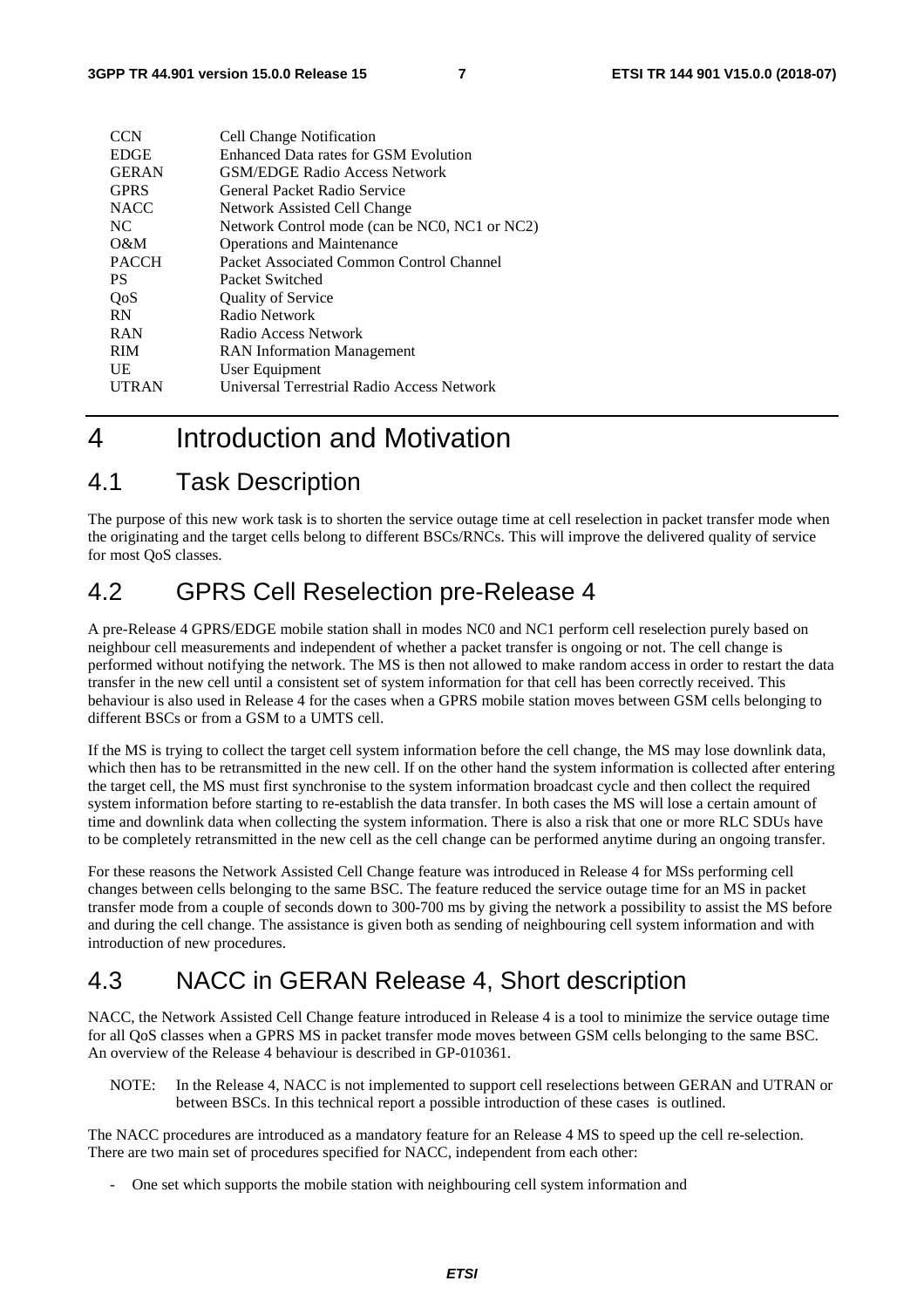| | |
|---|---|
| CCN | Cell Change Notification |
| EDGE | Enhanced Data rates for GSM Evolution |
| GERAN | GSM/EDGE Radio Access Network |
| GPRS | General Packet Radio Service |
| NACC | Network Assisted Cell Change |
| NC | Network Control mode (can be NC0, NC1 or NC2) |
| O&M | Operations and Maintenance |
| PACCH | Packet Associated Common Control Channel |
| PS | Packet Switched |
| QoS | Quality of Service |
| RN | Radio Network |
| RAN | Radio Access Network |
| RIM | RAN Information Management |
| UE | User Equipment |
| UTRAN | Universal Terrestrial Radio Access Network |

# 4 Introduction and Motivation

## 4.1 Task Description

The purpose of this new work task is to shorten the service outage time at cell reselection in packet transfer mode when the originating and the target cells belong to different BSCs/RNCs. This will improve the delivered quality of service for most QoS classes.

## 4.2 GPRS Cell Reselection pre-Release 4

A pre-Release 4 GPRS/EDGE mobile station shall in modes NC0 and NC1 perform cell reselection purely based on neighbour cell measurements and independent of whether a packet transfer is ongoing or not. The cell change is performed without notifying the network. The MS is then not allowed to make random access in order to restart the data transfer in the new cell until a consistent set of system information for that cell has been correctly received. This behaviour is also used in Release 4 for the cases when a GPRS mobile station moves between GSM cells belonging to different BSCs or from a GSM to a UMTS cell.

If the MS is trying to collect the target cell system information before the cell change, the MS may lose downlink data, which then has to be retransmitted in the new cell. If on the other hand the system information is collected after entering the target cell, the MS must first synchronise to the system information broadcast cycle and then collect the required system information before starting to re-establish the data transfer. In both cases the MS will lose a certain amount of time and downlink data when collecting the system information. There is also a risk that one or more RLC SDUs have to be completely retransmitted in the new cell as the cell change can be performed anytime during an ongoing transfer.

For these reasons the Network Assisted Cell Change feature was introduced in Release 4 for MSs performing cell changes between cells belonging to the same BSC. The feature reduced the service outage time for an MS in packet transfer mode from a couple of seconds down to 300-700 ms by giving the network a possibility to assist the MS before and during the cell change. The assistance is given both as sending of neighbouring cell system information and with introduction of new procedures.

## 4.3 NACC in GERAN Release 4, Short description

NACC, the Network Assisted Cell Change feature introduced in Release 4 is a tool to minimize the service outage time for all QoS classes when a GPRS MS in packet transfer mode moves between GSM cells belonging to the same BSC. An overview of the Release 4 behaviour is described in GP-010361.

NOTE: In the Release 4, NACC is not implemented to support cell reselections between GERAN and UTRAN or between BSCs. In this technical report a possible introduction of these cases is outlined.

The NACC procedures are introduced as a mandatory feature for an Release 4 MS to speed up the cell re-selection. There are two main set of procedures specified for NACC, independent from each other:

- One set which supports the mobile station with neighbouring cell system information and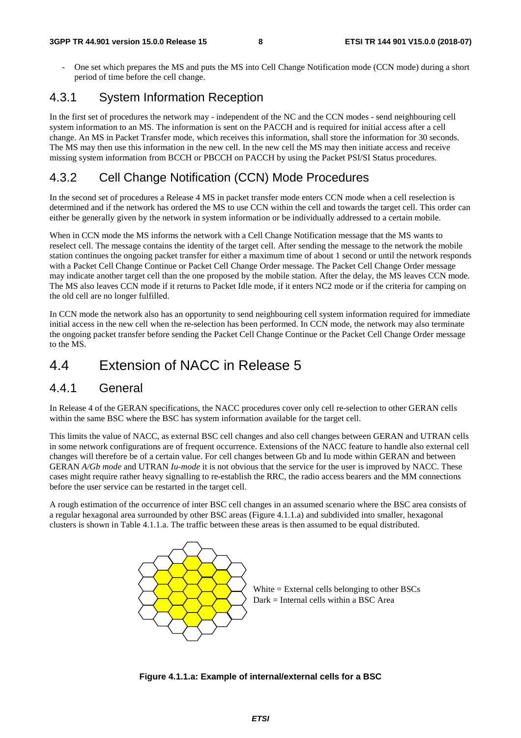- One set which prepares the MS and puts the MS into Cell Change Notification mode (CCN mode) during a short period of time before the cell change.

### 4.3.1 System Information Reception

In the first set of procedures the network may - independent of the NC and the CCN modes - send neighbouring cell system information to an MS. The information is sent on the PACCH and is required for initial access after a cell change. An MS in Packet Transfer mode, which receives this information, shall store the information for 30 seconds. The MS may then use this information in the new cell. In the new cell the MS may then initiate access and receive missing system information from BCCH or PBCCH on PACCH by using the Packet PSI/SI Status procedures.

### 4.3.2 Cell Change Notification (CCN) Mode Procedures

In the second set of procedures a Release 4 MS in packet transfer mode enters CCN mode when a cell reselection is determined and if the network has ordered the MS to use CCN within the cell and towards the target cell. This order can either be generally given by the network in system information or be individually addressed to a certain mobile.

When in CCN mode the MS informs the network with a Cell Change Notification message that the MS wants to reselect cell. The message contains the identity of the target cell. After sending the message to the network the mobile station continues the ongoing packet transfer for either a maximum time of about 1 second or until the network responds with a Packet Cell Change Continue or Packet Cell Change Order message. The Packet Cell Change Order message may indicate another target cell than the one proposed by the mobile station. After the delay, the MS leaves CCN mode. The MS also leaves CCN mode if it returns to Packet Idle mode, if it enters NC2 mode or if the criteria for camping on the old cell are no longer fulfilled.

In CCN mode the network also has an opportunity to send neighbouring cell system information required for immediate initial access in the new cell when the re-selection has been performed. In CCN mode, the network may also terminate the ongoing packet transfer before sending the Packet Cell Change Continue or the Packet Cell Change Order message to the MS.

## 4.4 Extension of NACC in Release 5

### 4.4.1 General

In Release 4 of the GERAN specifications, the NACC procedures cover only cell re-selection to other GERAN cells within the same BSC where the BSC has system information available for the target cell.

This limits the value of NACC, as external BSC cell changes and also cell changes between GERAN and UTRAN cells in some network configurations are of frequent occurrence. Extensions of the NACC feature to handle also external cell changes will therefore be of a certain value. For cell changes between Gb and Iu mode within GERAN and between GERAN *A/Gb mode* and UTRAN *Iu-mode* it is not obvious that the service for the user is improved by NACC. These cases might require rather heavy signalling to re-establish the RRC, the radio access bearers and the MM connections before the user service can be restarted in the target cell.

A rough estimation of the occurrence of inter BSC cell changes in an assumed scenario where the BSC area consists of a regular hexagonal area surrounded by other BSC areas (Figure 4.1.1.a) and subdivided into smaller, hexagonal clusters is shown in Table 4.1.1.a. The traffic between these areas is then assumed to be equal distributed.

White = External cells belonging to other BSCs
Dark = Internal cells within a BSC Area

**Figure 4.1.1.a: Example of internal/external cells for a BSC**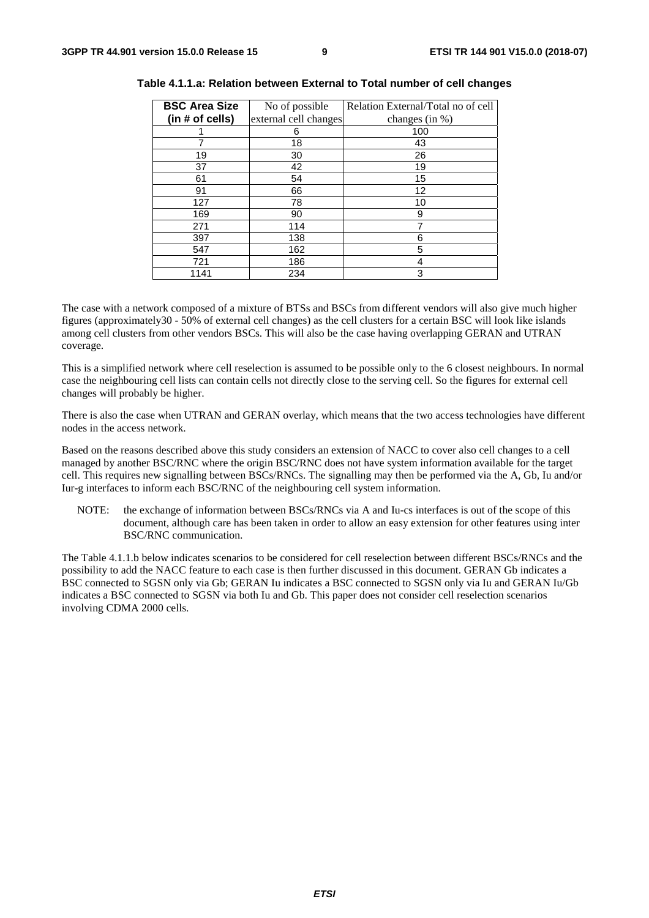**Table 4.1.1.a: Relation between External to Total number of cell changes**

| BSC Area Size (in # of cells) | No of possible external cell changes | Relation External/Total no of cell changes (in %) |
|---|---|---|
| 1 | 6 | 100 |
| 7 | 18 | 43 |
| 19 | 30 | 26 |
| 37 | 42 | 19 |
| 61 | 54 | 15 |
| 91 | 66 | 12 |
| 127 | 78 | 10 |
| 169 | 90 | 9 |
| 271 | 114 | 7 |
| 397 | 138 | 6 |
| 547 | 162 | 5 |
| 721 | 186 | 4 |
| 1141 | 234 | 3 |

The case with a network composed of a mixture of BTSs and BSCs from different vendors will also give much higher figures (approximately30 - 50% of external cell changes) as the cell clusters for a certain BSC will look like islands among cell clusters from other vendors BSCs. This will also be the case having overlapping GERAN and UTRAN coverage.

This is a simplified network where cell reselection is assumed to be possible only to the 6 closest neighbours. In normal case the neighbouring cell lists can contain cells not directly close to the serving cell. So the figures for external cell changes will probably be higher.

There is also the case when UTRAN and GERAN overlay, which means that the two access technologies have different nodes in the access network.

Based on the reasons described above this study considers an extension of NACC to cover also cell changes to a cell managed by another BSC/RNC where the origin BSC/RNC does not have system information available for the target cell. This requires new signalling between BSCs/RNCs. The signalling may then be performed via the A, Gb, Iu and/or Iur-g interfaces to inform each BSC/RNC of the neighbouring cell system information.

NOTE: the exchange of information between BSCs/RNCs via A and Iu-cs interfaces is out of the scope of this document, although care has been taken in order to allow an easy extension for other features using inter BSC/RNC communication.

The Table 4.1.1.b below indicates scenarios to be considered for cell reselection between different BSCs/RNCs and the possibility to add the NACC feature to each case is then further discussed in this document. GERAN Gb indicates a BSC connected to SGSN only via Gb; GERAN Iu indicates a BSC connected to SGSN only via Iu and GERAN Iu/Gb indicates a BSC connected to SGSN via both Iu and Gb. This paper does not consider cell reselection scenarios involving CDMA 2000 cells.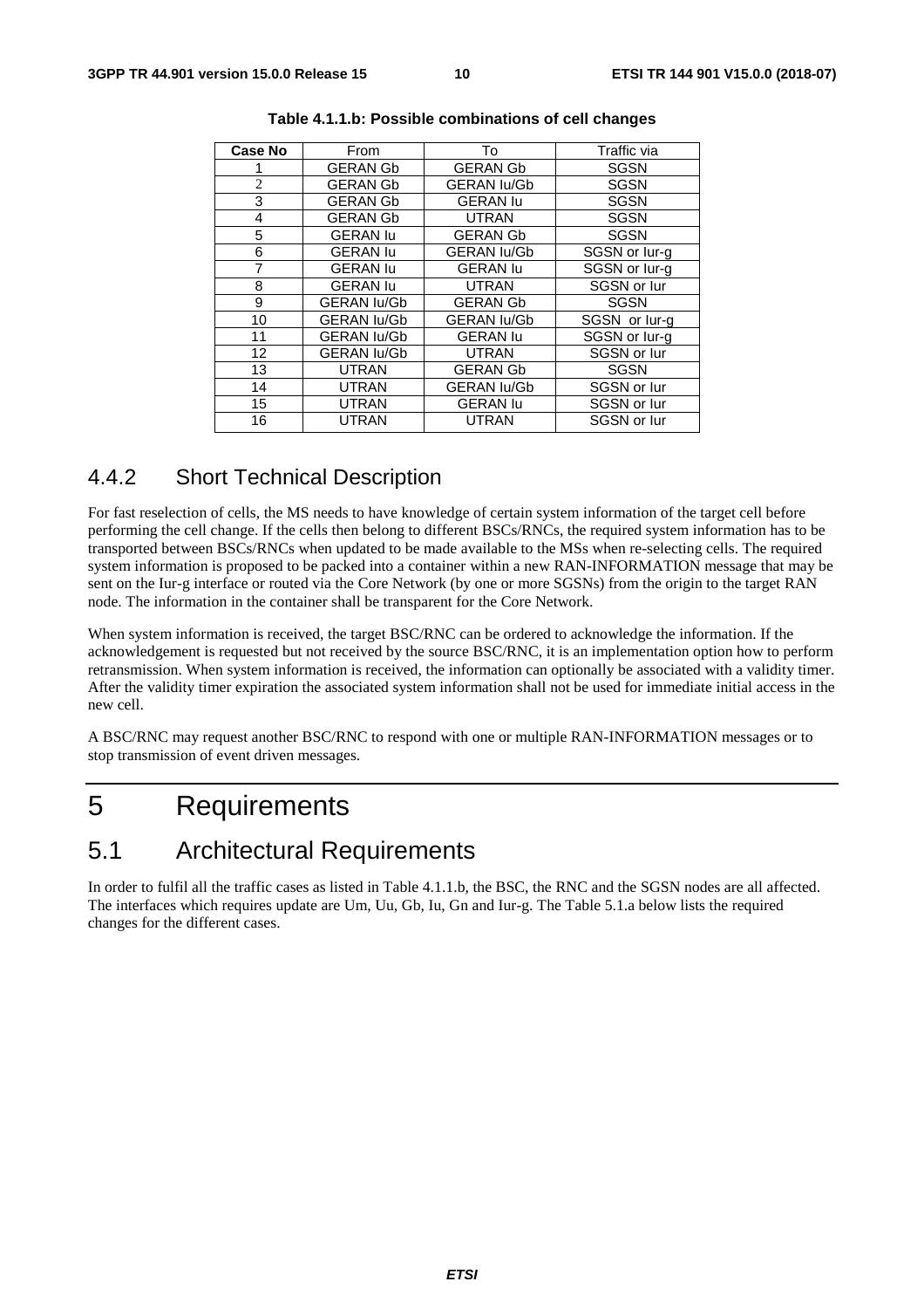**Table 4.1.1.b: Possible combinations of cell changes**

| Case No | From | To | Traffic via |
|---|---|---|---|
| 1 | GERAN Gb | GERAN Gb | SGSN |
| 2 | GERAN Gb | GERAN Iu/Gb | SGSN |
| 3 | GERAN Gb | GERAN Iu | SGSN |
| 4 | GERAN Gb | UTRAN | SGSN |
| 5 | GERAN Iu | GERAN Gb | SGSN |
| 6 | GERAN Iu | GERAN Iu/Gb | SGSN or Iur-g |
| 7 | GERAN Iu | GERAN Iu | SGSN or Iur-g |
| 8 | GERAN Iu | UTRAN | SGSN or Iur |
| 9 | GERAN Iu/Gb | GERAN Gb | SGSN |
| 10 | GERAN Iu/Gb | GERAN Iu/Gb | SGSN or Iur-g |
| 11 | GERAN Iu/Gb | GERAN Iu | SGSN or Iur-g |
| 12 | GERAN Iu/Gb | UTRAN | SGSN or Iur |
| 13 | UTRAN | GERAN Gb | SGSN |
| 14 | UTRAN | GERAN Iu/Gb | SGSN or Iur |
| 15 | UTRAN | GERAN Iu | SGSN or Iur |
| 16 | UTRAN | UTRAN | SGSN or Iur |

### 4.4.2 Short Technical Description

For fast reselection of cells, the MS needs to have knowledge of certain system information of the target cell before performing the cell change. If the cells then belong to different BSCs/RNCs, the required system information has to be transported between BSCs/RNCs when updated to be made available to the MSs when re-selecting cells. The required system information is proposed to be packed into a container within a new RAN-INFORMATION message that may be sent on the Iur-g interface or routed via the Core Network (by one or more SGSNs) from the origin to the target RAN node. The information in the container shall be transparent for the Core Network.

When system information is received, the target BSC/RNC can be ordered to acknowledge the information. If the acknowledgement is requested but not received by the source BSC/RNC, it is an implementation option how to perform retransmission. When system information is received, the information can optionally be associated with a validity timer. After the validity timer expiration the associated system information shall not be used for immediate initial access in the new cell.

A BSC/RNC may request another BSC/RNC to respond with one or multiple RAN-INFORMATION messages or to stop transmission of event driven messages.

# 5 Requirements

## 5.1 Architectural Requirements

In order to fulfil all the traffic cases as listed in Table 4.1.1.b, the BSC, the RNC and the SGSN nodes are all affected. The interfaces which requires update are Um, Uu, Gb, Iu, Gn and Iur-g. The Table 5.1.a below lists the required changes for the different cases.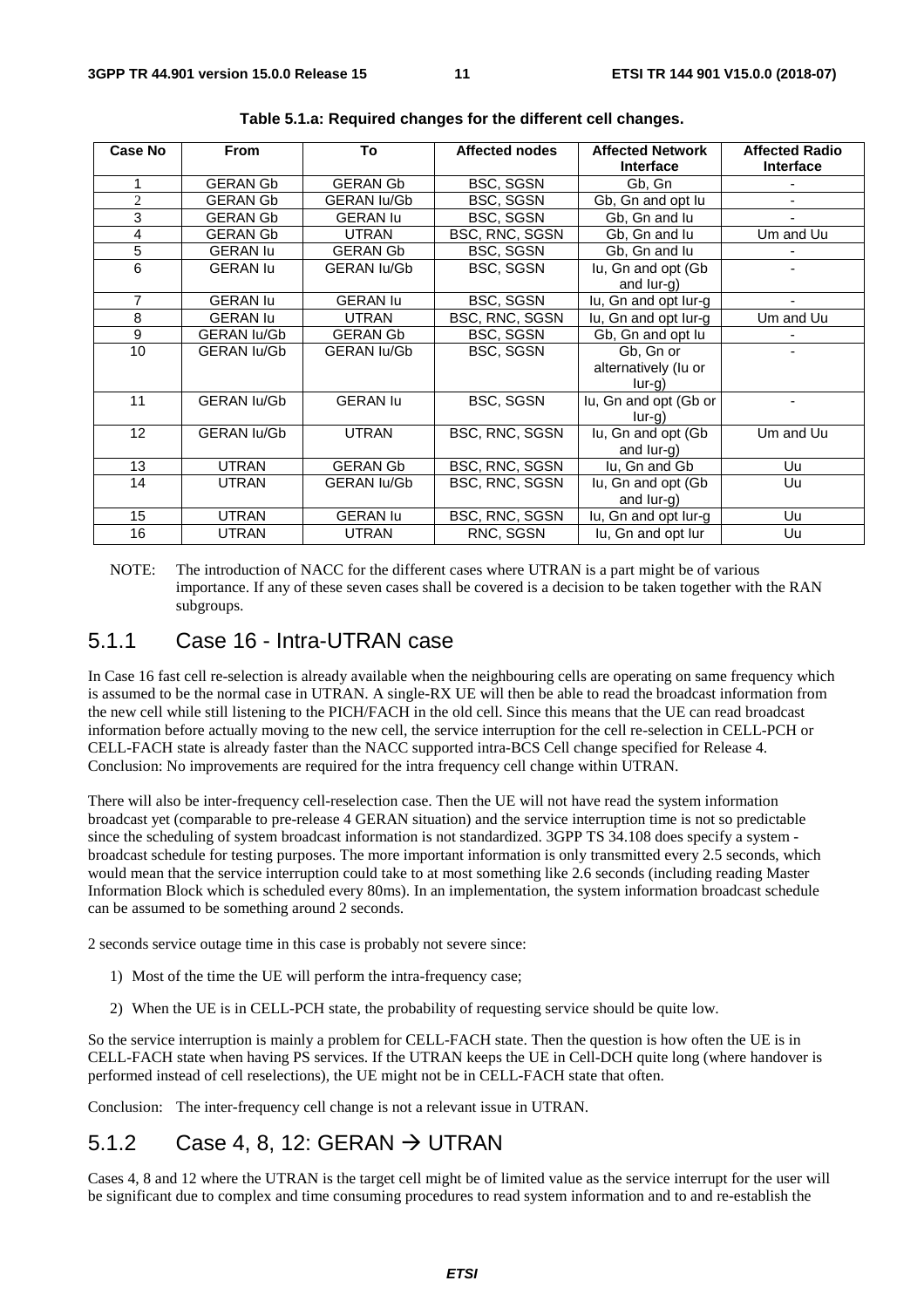**Table 5.1.a: Required changes for the different cell changes.**

| Case No | From | To | Affected nodes | Affected Network Interface | Affected Radio Interface |
|---|---|---|---|---|---|
| 1 | GERAN Gb | GERAN Gb | BSC, SGSN | Gb, Gn | - |
| 2 | GERAN Gb | GERAN Iu/Gb | BSC, SGSN | Gb, Gn and opt Iu | - |
| 3 | GERAN Gb | GERAN Iu | BSC, SGSN | Gb, Gn and Iu | - |
| 4 | GERAN Gb | UTRAN | BSC, RNC, SGSN | Gb, Gn and Iu | Um and Uu |
| 5 | GERAN Iu | GERAN Gb | BSC, SGSN | Gb, Gn and Iu | - |
| 6 | GERAN Iu | GERAN Iu/Gb | BSC, SGSN | Iu, Gn and opt (Gb and Iur-g) | - |
| 7 | GERAN Iu | GERAN Iu | BSC, SGSN | Iu, Gn and opt Iur-g | - |
| 8 | GERAN Iu | UTRAN | BSC, RNC, SGSN | Iu, Gn and opt Iur-g | Um and Uu |
| 9 | GERAN Iu/Gb | GERAN Gb | BSC, SGSN | Gb, Gn and opt Iu | - |
| 10 | GERAN Iu/Gb | GERAN Iu/Gb | BSC, SGSN | Gb, Gn or alternatively (Iu or Iur-g) | - |
| 11 | GERAN Iu/Gb | GERAN Iu | BSC, SGSN | Iu, Gn and opt (Gb or Iur-g) | - |
| 12 | GERAN Iu/Gb | UTRAN | BSC, RNC, SGSN | Iu, Gn and opt (Gb and Iur-g) | Um and Uu |
| 13 | UTRAN | GERAN Gb | BSC, RNC, SGSN | Iu, Gn and Gb | Uu |
| 14 | UTRAN | GERAN Iu/Gb | BSC, RNC, SGSN | Iu, Gn and opt (Gb and Iur-g) | Uu |
| 15 | UTRAN | GERAN Iu | BSC, RNC, SGSN | Iu, Gn and opt Iur-g | Uu |
| 16 | UTRAN | UTRAN | RNC, SGSN | Iu, Gn and opt Iur | Uu |

NOTE: The introduction of NACC for the different cases where UTRAN is a part might be of various importance. If any of these seven cases shall be covered is a decision to be taken together with the RAN subgroups.

### 5.1.1 Case 16 - Intra-UTRAN case

In Case 16 fast cell re-selection is already available when the neighbouring cells are operating on same frequency which is assumed to be the normal case in UTRAN. A single-RX UE will then be able to read the broadcast information from the new cell while still listening to the PICH/FACH in the old cell. Since this means that the UE can read broadcast information before actually moving to the new cell, the service interruption for the cell re-selection in CELL-PCH or CELL-FACH state is already faster than the NACC supported intra-BCS Cell change specified for Release 4. Conclusion: No improvements are required for the intra frequency cell change within UTRAN.

There will also be inter-frequency cell-reselection case. Then the UE will not have read the system information broadcast yet (comparable to pre-release 4 GERAN situation) and the service interruption time is not so predictable since the scheduling of system broadcast information is not standardized. 3GPP TS 34.108 does specify a system - broadcast schedule for testing purposes. The more important information is only transmitted every 2.5 seconds, which would mean that the service interruption could take to at most something like 2.6 seconds (including reading Master Information Block which is scheduled every 80ms). In an implementation, the system information broadcast schedule can be assumed to be something around 2 seconds.

2 seconds service outage time in this case is probably not severe since:

1) Most of the time the UE will perform the intra-frequency case;

2) When the UE is in CELL-PCH state, the probability of requesting service should be quite low.

So the service interruption is mainly a problem for CELL-FACH state. Then the question is how often the UE is in CELL-FACH state when having PS services. If the UTRAN keeps the UE in Cell-DCH quite long (where handover is performed instead of cell reselections), the UE might not be in CELL-FACH state that often.

Conclusion: The inter-frequency cell change is not a relevant issue in UTRAN.

### 5.1.2 Case 4, 8, 12: GERAN → UTRAN

Cases 4, 8 and 12 where the UTRAN is the target cell might be of limited value as the service interrupt for the user will be significant due to complex and time consuming procedures to read system information and to and re-establish the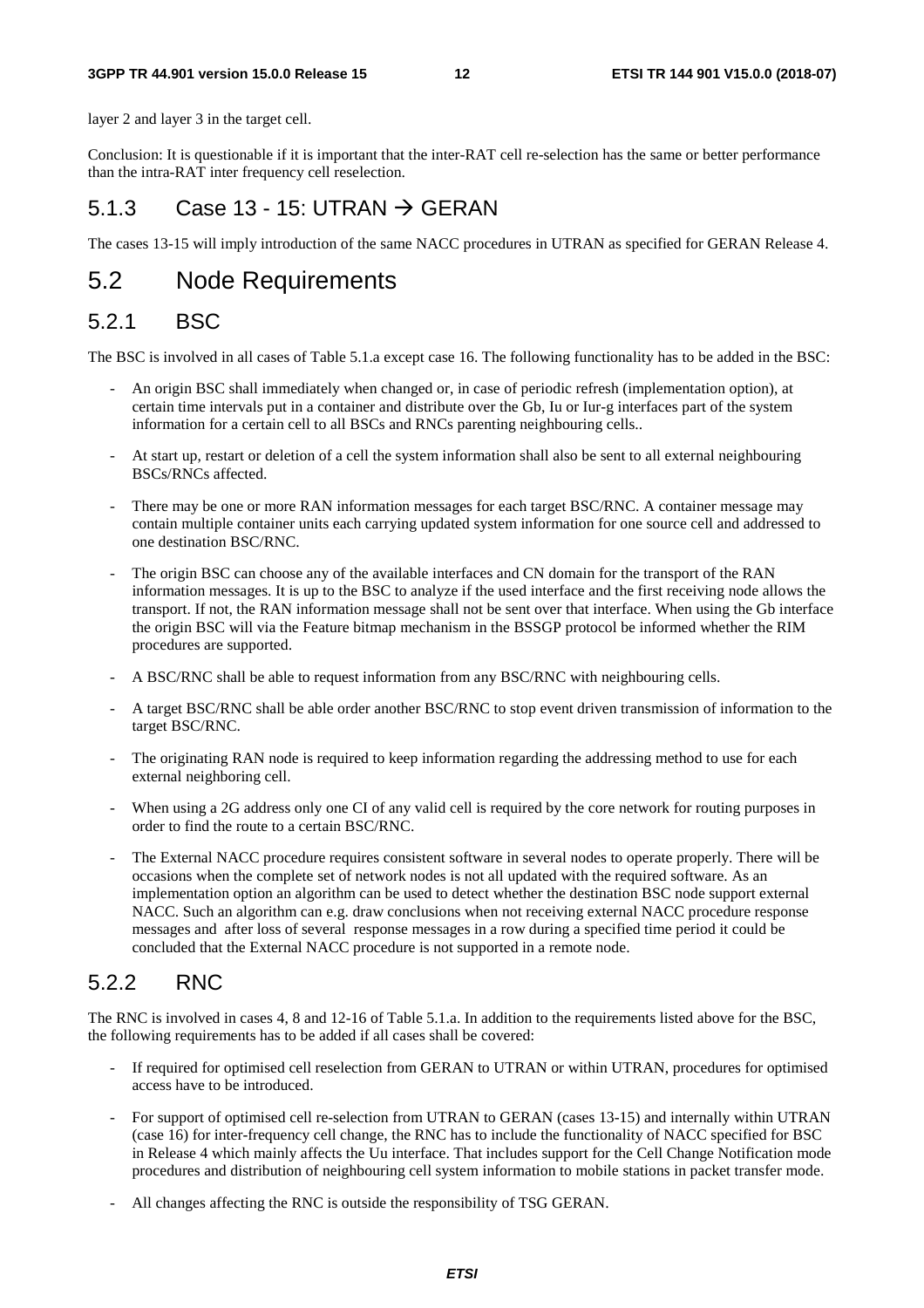layer 2 and layer 3 in the target cell.

Conclusion: It is questionable if it is important that the inter-RAT cell re-selection has the same or better performance than the intra-RAT inter frequency cell reselection.

### 5.1.3 Case 13 - 15: UTRAN → GERAN

The cases 13-15 will imply introduction of the same NACC procedures in UTRAN as specified for GERAN Release 4.

## 5.2 Node Requirements

### 5.2.1 BSC

The BSC is involved in all cases of Table 5.1.a except case 16. The following functionality has to be added in the BSC:

- An origin BSC shall immediately when changed or, in case of periodic refresh (implementation option), at certain time intervals put in a container and distribute over the Gb, Iu or Iur-g interfaces part of the system information for a certain cell to all BSCs and RNCs parenting neighbouring cells..
- At start up, restart or deletion of a cell the system information shall also be sent to all external neighbouring BSCs/RNCs affected.
- There may be one or more RAN information messages for each target BSC/RNC. A container message may contain multiple container units each carrying updated system information for one source cell and addressed to one destination BSC/RNC.
- The origin BSC can choose any of the available interfaces and CN domain for the transport of the RAN information messages. It is up to the BSC to analyze if the used interface and the first receiving node allows the transport. If not, the RAN information message shall not be sent over that interface. When using the Gb interface the origin BSC will via the Feature bitmap mechanism in the BSSGP protocol be informed whether the RIM procedures are supported.
- A BSC/RNC shall be able to request information from any BSC/RNC with neighbouring cells.
- A target BSC/RNC shall be able order another BSC/RNC to stop event driven transmission of information to the target BSC/RNC.
- The originating RAN node is required to keep information regarding the addressing method to use for each external neighboring cell.
- When using a 2G address only one CI of any valid cell is required by the core network for routing purposes in order to find the route to a certain BSC/RNC.
- The External NACC procedure requires consistent software in several nodes to operate properly. There will be occasions when the complete set of network nodes is not all updated with the required software. As an implementation option an algorithm can be used to detect whether the destination BSC node support external NACC. Such an algorithm can e.g. draw conclusions when not receiving external NACC procedure response messages and after loss of several response messages in a row during a specified time period it could be concluded that the External NACC procedure is not supported in a remote node.

### 5.2.2 RNC

The RNC is involved in cases 4, 8 and 12-16 of Table 5.1.a. In addition to the requirements listed above for the BSC, the following requirements has to be added if all cases shall be covered:

- If required for optimised cell reselection from GERAN to UTRAN or within UTRAN, procedures for optimised access have to be introduced.
- For support of optimised cell re-selection from UTRAN to GERAN (cases 13-15) and internally within UTRAN (case 16) for inter-frequency cell change, the RNC has to include the functionality of NACC specified for BSC in Release 4 which mainly affects the Uu interface. That includes support for the Cell Change Notification mode procedures and distribution of neighbouring cell system information to mobile stations in packet transfer mode.
- All changes affecting the RNC is outside the responsibility of TSG GERAN.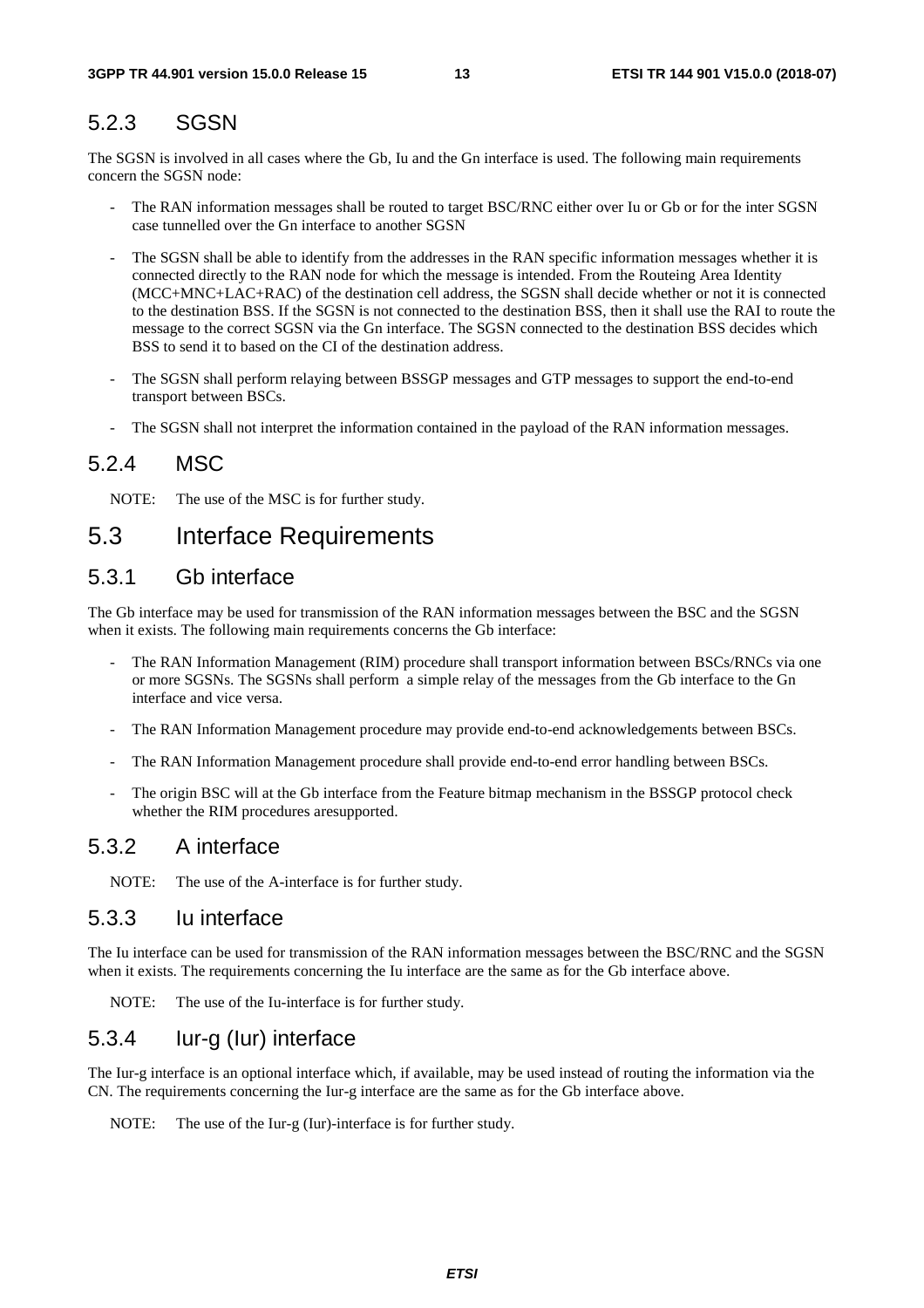### 5.2.3 SGSN

The SGSN is involved in all cases where the Gb, Iu and the Gn interface is used. The following main requirements concern the SGSN node:

- The RAN information messages shall be routed to target BSC/RNC either over Iu or Gb or for the inter SGSN case tunnelled over the Gn interface to another SGSN
- The SGSN shall be able to identify from the addresses in the RAN specific information messages whether it is connected directly to the RAN node for which the message is intended. From the Routeing Area Identity (MCC+MNC+LAC+RAC) of the destination cell address, the SGSN shall decide whether or not it is connected to the destination BSS. If the SGSN is not connected to the destination BSS, then it shall use the RAI to route the message to the correct SGSN via the Gn interface. The SGSN connected to the destination BSS decides which BSS to send it to based on the CI of the destination address.
- The SGSN shall perform relaying between BSSGP messages and GTP messages to support the end-to-end transport between BSCs.
- The SGSN shall not interpret the information contained in the payload of the RAN information messages.

### 5.2.4 MSC

NOTE: The use of the MSC is for further study.

## 5.3 Interface Requirements

### 5.3.1 Gb interface

The Gb interface may be used for transmission of the RAN information messages between the BSC and the SGSN when it exists. The following main requirements concerns the Gb interface:

- The RAN Information Management (RIM) procedure shall transport information between BSCs/RNCs via one or more SGSNs. The SGSNs shall perform a simple relay of the messages from the Gb interface to the Gn interface and vice versa.
- The RAN Information Management procedure may provide end-to-end acknowledgements between BSCs.
- The RAN Information Management procedure shall provide end-to-end error handling between BSCs.
- The origin BSC will at the Gb interface from the Feature bitmap mechanism in the BSSGP protocol check whether the RIM procedures aresupported.

### 5.3.2 A interface

NOTE: The use of the A-interface is for further study.

### 5.3.3 Iu interface

The Iu interface can be used for transmission of the RAN information messages between the BSC/RNC and the SGSN when it exists. The requirements concerning the Iu interface are the same as for the Gb interface above.

NOTE: The use of the Iu-interface is for further study.

### 5.3.4 Iur-g (Iur) interface

The Iur-g interface is an optional interface which, if available, may be used instead of routing the information via the CN. The requirements concerning the Iur-g interface are the same as for the Gb interface above.

NOTE: The use of the Iur-g (Iur)-interface is for further study.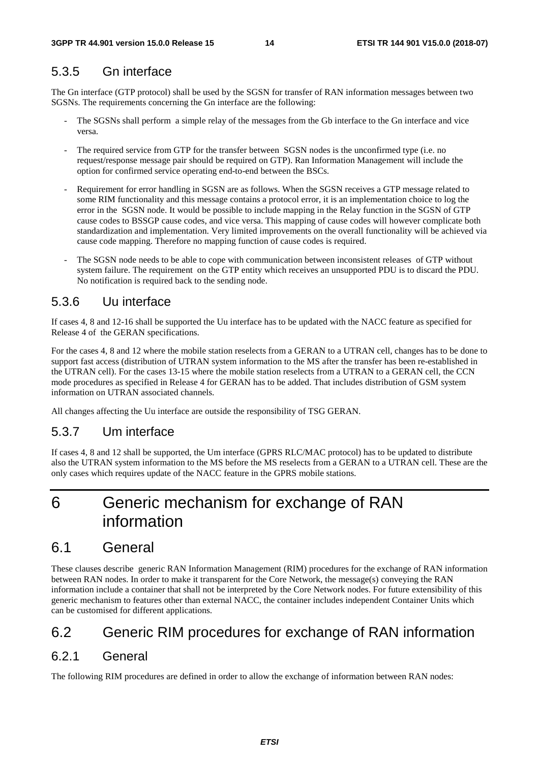### 5.3.5 Gn interface

The Gn interface (GTP protocol) shall be used by the SGSN for transfer of RAN information messages between two SGSNs. The requirements concerning the Gn interface are the following:

- The SGSNs shall perform a simple relay of the messages from the Gb interface to the Gn interface and vice versa.
- The required service from GTP for the transfer between SGSN nodes is the unconfirmed type (i.e. no request/response message pair should be required on GTP). Ran Information Management will include the option for confirmed service operating end-to-end between the BSCs.
- Requirement for error handling in SGSN are as follows. When the SGSN receives a GTP message related to some RIM functionality and this message contains a protocol error, it is an implementation choice to log the error in the SGSN node. It would be possible to include mapping in the Relay function in the SGSN of GTP cause codes to BSSGP cause codes, and vice versa. This mapping of cause codes will however complicate both standardization and implementation. Very limited improvements on the overall functionality will be achieved via cause code mapping. Therefore no mapping function of cause codes is required.
- The SGSN node needs to be able to cope with communication between inconsistent releases of GTP without system failure. The requirement on the GTP entity which receives an unsupported PDU is to discard the PDU. No notification is required back to the sending node.

### 5.3.6 Uu interface

If cases 4, 8 and 12-16 shall be supported the Uu interface has to be updated with the NACC feature as specified for Release 4 of the GERAN specifications.

For the cases 4, 8 and 12 where the mobile station reselects from a GERAN to a UTRAN cell, changes has to be done to support fast access (distribution of UTRAN system information to the MS after the transfer has been re-established in the UTRAN cell). For the cases 13-15 where the mobile station reselects from a UTRAN to a GERAN cell, the CCN mode procedures as specified in Release 4 for GERAN has to be added. That includes distribution of GSM system information on UTRAN associated channels.

All changes affecting the Uu interface are outside the responsibility of TSG GERAN.

### 5.3.7 Um interface

If cases 4, 8 and 12 shall be supported, the Um interface (GPRS RLC/MAC protocol) has to be updated to distribute also the UTRAN system information to the MS before the MS reselects from a GERAN to a UTRAN cell. These are the only cases which requires update of the NACC feature in the GPRS mobile stations.

# 6 Generic mechanism for exchange of RAN information

## 6.1 General

These clauses describe generic RAN Information Management (RIM) procedures for the exchange of RAN information between RAN nodes. In order to make it transparent for the Core Network, the message(s) conveying the RAN information include a container that shall not be interpreted by the Core Network nodes. For future extensibility of this generic mechanism to features other than external NACC, the container includes independent Container Units which can be customised for different applications.

## 6.2 Generic RIM procedures for exchange of RAN information

### 6.2.1 General

The following RIM procedures are defined in order to allow the exchange of information between RAN nodes: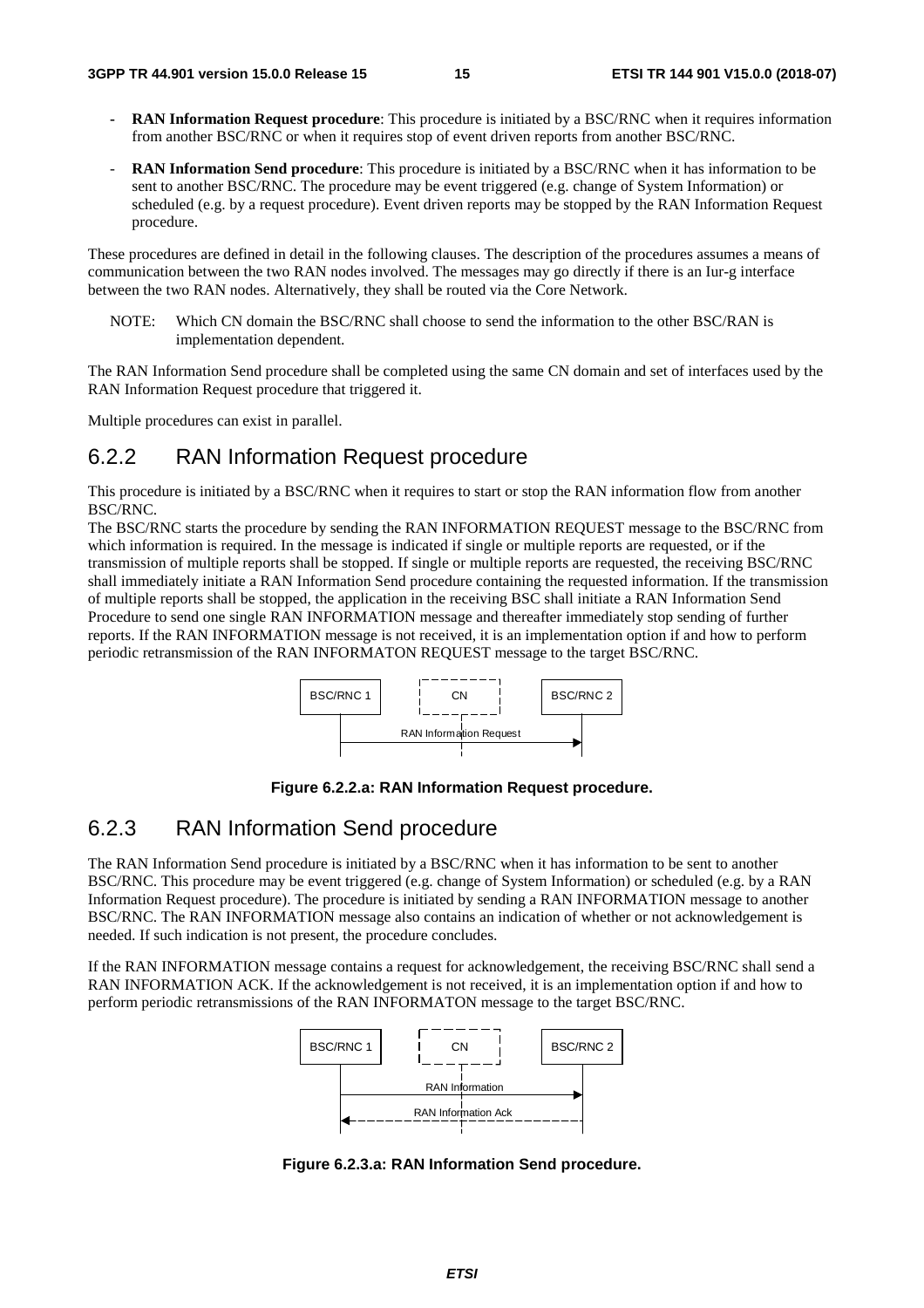- **RAN Information Request procedure**: This procedure is initiated by a BSC/RNC when it requires information from another BSC/RNC or when it requires stop of event driven reports from another BSC/RNC.

- **RAN Information Send procedure**: This procedure is initiated by a BSC/RNC when it has information to be sent to another BSC/RNC. The procedure may be event triggered (e.g. change of System Information) or scheduled (e.g. by a request procedure). Event driven reports may be stopped by the RAN Information Request procedure.

These procedures are defined in detail in the following clauses. The description of the procedures assumes a means of communication between the two RAN nodes involved. The messages may go directly if there is an Iur-g interface between the two RAN nodes. Alternatively, they shall be routed via the Core Network.

NOTE: Which CN domain the BSC/RNC shall choose to send the information to the other BSC/RAN is implementation dependent.

The RAN Information Send procedure shall be completed using the same CN domain and set of interfaces used by the RAN Information Request procedure that triggered it.

Multiple procedures can exist in parallel.

## 6.2.2 RAN Information Request procedure

This procedure is initiated by a BSC/RNC when it requires to start or stop the RAN information flow from another BSC/RNC.

The BSC/RNC starts the procedure by sending the RAN INFORMATION REQUEST message to the BSC/RNC from which information is required. In the message is indicated if single or multiple reports are requested, or if the transmission of multiple reports shall be stopped. If single or multiple reports are requested, the receiving BSC/RNC shall immediately initiate a RAN Information Send procedure containing the requested information. If the transmission of multiple reports shall be stopped, the application in the receiving BSC shall initiate a RAN Information Send Procedure to send one single RAN INFORMATION message and thereafter immediately stop sending of further reports. If the RAN INFORMATION message is not received, it is an implementation option if and how to perform periodic retransmission of the RAN INFORMATON REQUEST message to the target BSC/RNC.

BSC/RNC 1 | CN | BSC/RNC 2

RAN Information Request

**Figure 6.2.2.a: RAN Information Request procedure.**

## 6.2.3 RAN Information Send procedure

The RAN Information Send procedure is initiated by a BSC/RNC when it has information to be sent to another BSC/RNC. This procedure may be event triggered (e.g. change of System Information) or scheduled (e.g. by a RAN Information Request procedure). The procedure is initiated by sending a RAN INFORMATION message to another BSC/RNC. The RAN INFORMATION message also contains an indication of whether or not acknowledgement is needed. If such indication is not present, the procedure concludes.

If the RAN INFORMATION message contains a request for acknowledgement, the receiving BSC/RNC shall send a RAN INFORMATION ACK. If the acknowledgement is not received, it is an implementation option if and how to perform periodic retransmissions of the RAN INFORMATON message to the target BSC/RNC.

BSC/RNC 1 | CN | BSC/RNC 2

RAN Information

RAN Information Ack

**Figure 6.2.3.a: RAN Information Send procedure.**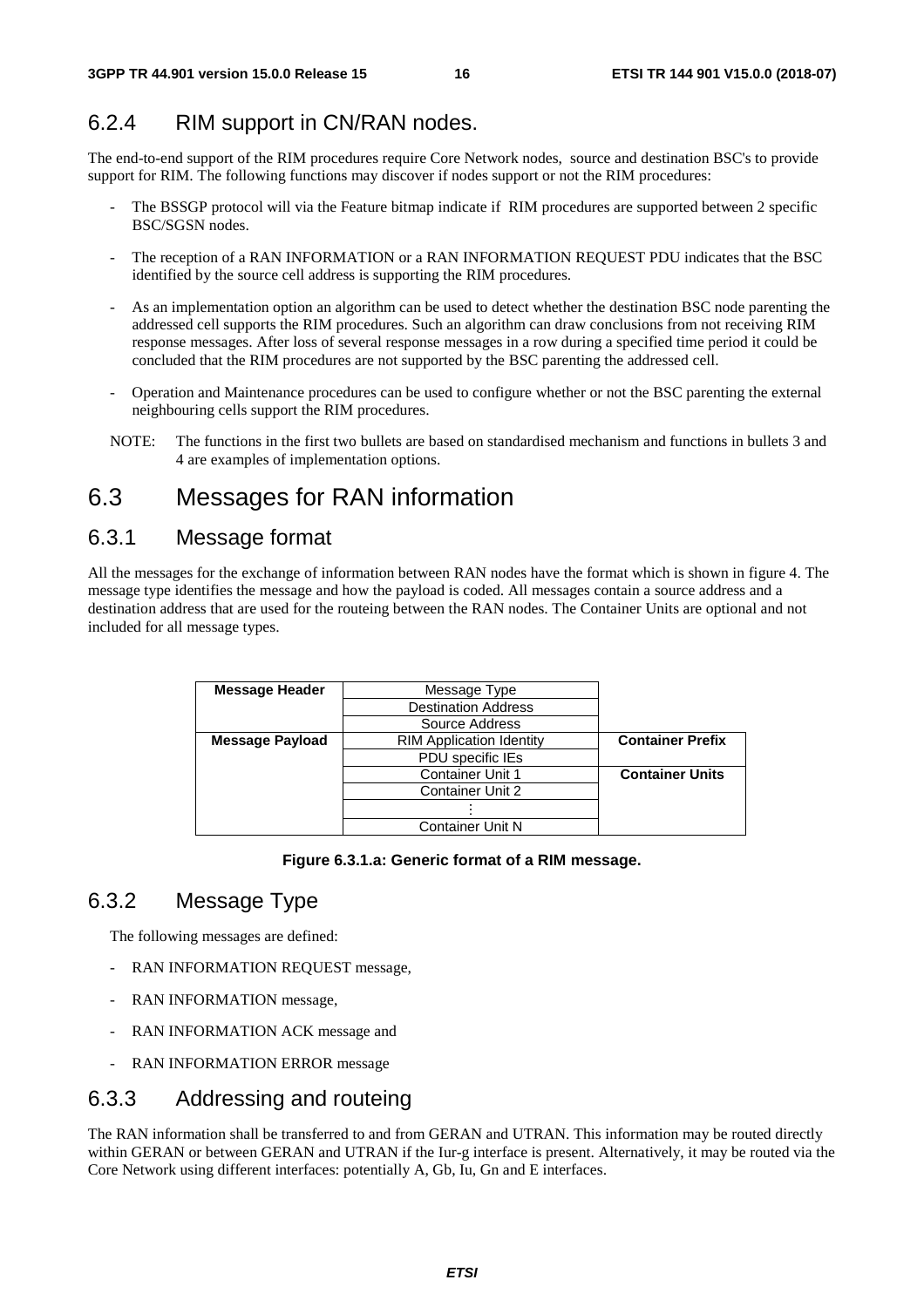### 6.2.4 RIM support in CN/RAN nodes.

The end-to-end support of the RIM procedures require Core Network nodes, source and destination BSC's to provide support for RIM. The following functions may discover if nodes support or not the RIM procedures:

- The BSSGP protocol will via the Feature bitmap indicate if RIM procedures are supported between 2 specific BSC/SGSN nodes.
- The reception of a RAN INFORMATION or a RAN INFORMATION REQUEST PDU indicates that the BSC identified by the source cell address is supporting the RIM procedures.
- As an implementation option an algorithm can be used to detect whether the destination BSC node parenting the addressed cell supports the RIM procedures. Such an algorithm can draw conclusions from not receiving RIM response messages. After loss of several response messages in a row during a specified time period it could be concluded that the RIM procedures are not supported by the BSC parenting the addressed cell.
- Operation and Maintenance procedures can be used to configure whether or not the BSC parenting the external neighbouring cells support the RIM procedures.

NOTE: The functions in the first two bullets are based on standardised mechanism and functions in bullets 3 and 4 are examples of implementation options.

## 6.3 Messages for RAN information

### 6.3.1 Message format

All the messages for the exchange of information between RAN nodes have the format which is shown in figure 4. The message type identifies the message and how the payload is coded. All messages contain a source address and a destination address that are used for the routeing between the RAN nodes. The Container Units are optional and not included for all message types.

| **Message Header** | Message Type | |
|---|---|---|
| | Destination Address | |
| | Source Address | |
| **Message Payload** | RIM Application Identity | **Container Prefix** |
| | PDU specific IEs | |
| | Container Unit 1 | **Container Units** |
| | Container Unit 2 | |
| | ⋮ | |
| | Container Unit N | |

**Figure 6.3.1.a: Generic format of a RIM message.**

### 6.3.2 Message Type

The following messages are defined:

- RAN INFORMATION REQUEST message,
- RAN INFORMATION message,
- RAN INFORMATION ACK message and
- RAN INFORMATION ERROR message

### 6.3.3 Addressing and routeing

The RAN information shall be transferred to and from GERAN and UTRAN. This information may be routed directly within GERAN or between GERAN and UTRAN if the Iur-g interface is present. Alternatively, it may be routed via the Core Network using different interfaces: potentially A, Gb, Iu, Gn and E interfaces.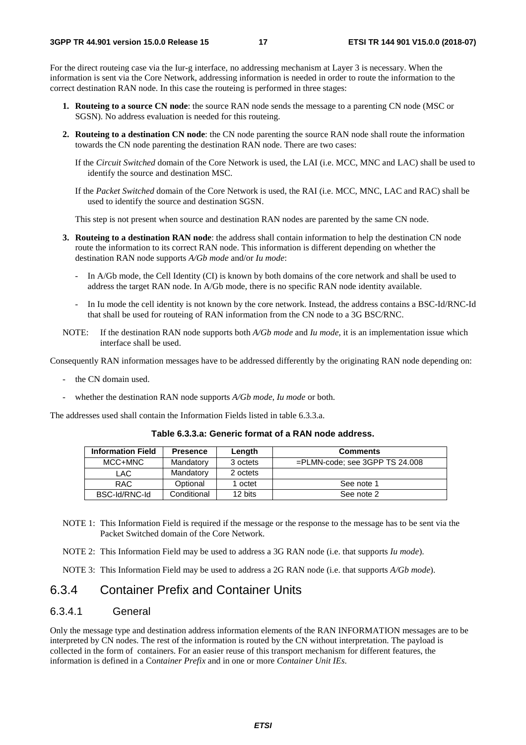For the direct routeing case via the Iur-g interface, no addressing mechanism at Layer 3 is necessary. When the information is sent via the Core Network, addressing information is needed in order to route the information to the correct destination RAN node. In this case the routeing is performed in three stages:

1. **Routeing to a source CN node**: the source RAN node sends the message to a parenting CN node (MSC or SGSN). No address evaluation is needed for this routeing.

2. **Routeing to a destination CN node**: the CN node parenting the source RAN node shall route the information towards the CN node parenting the destination RAN node. There are two cases:

   If the *Circuit Switched* domain of the Core Network is used, the LAI (i.e. MCC, MNC and LAC) shall be used to identify the source and destination MSC.

   If the *Packet Switched* domain of the Core Network is used, the RAI (i.e. MCC, MNC, LAC and RAC) shall be used to identify the source and destination SGSN.

   This step is not present when source and destination RAN nodes are parented by the same CN node.

3. **Routeing to a destination RAN node**: the address shall contain information to help the destination CN node route the information to its correct RAN node. This information is different depending on whether the destination RAN node supports *A/Gb mode* and/or *Iu mode*:

   - In A/Gb mode, the Cell Identity (CI) is known by both domains of the core network and shall be used to address the target RAN node. In A/Gb mode, there is no specific RAN node identity available.

   - In Iu mode the cell identity is not known by the core network. Instead, the address contains a BSC-Id/RNC-Id that shall be used for routeing of RAN information from the CN node to a 3G BSC/RNC.

NOTE: If the destination RAN node supports both *A/Gb mode* and *Iu mode*, it is an implementation issue which interface shall be used.

Consequently RAN information messages have to be addressed differently by the originating RAN node depending on:

- the CN domain used.
- whether the destination RAN node supports *A/Gb mode, Iu mode* or both.

The addresses used shall contain the Information Fields listed in table 6.3.3.a.

**Table 6.3.3.a: Generic format of a RAN node address.**

| Information Field | Presence | Length | Comments |
|---|---|---|---|
| MCC+MNC | Mandatory | 3 octets | =PLMN-code; see 3GPP TS 24.008 |
| LAC | Mandatory | 2 octets | |
| RAC | Optional | 1 octet | See note 1 |
| BSC-Id/RNC-Id | Conditional | 12 bits | See note 2 |

NOTE 1: This Information Field is required if the message or the response to the message has to be sent via the Packet Switched domain of the Core Network.

NOTE 2: This Information Field may be used to address a 3G RAN node (i.e. that supports *Iu mode*).

NOTE 3: This Information Field may be used to address a 2G RAN node (i.e. that supports *A/Gb mode*).

## 6.3.4 Container Prefix and Container Units

### 6.3.4.1 General

Only the message type and destination address information elements of the RAN INFORMATION messages are to be interpreted by CN nodes. The rest of the information is routed by the CN without interpretation. The payload is collected in the form of containers. For an easier reuse of this transport mechanism for different features, the information is defined in a C*ontainer Prefix* and in one or more *Container Unit IEs*.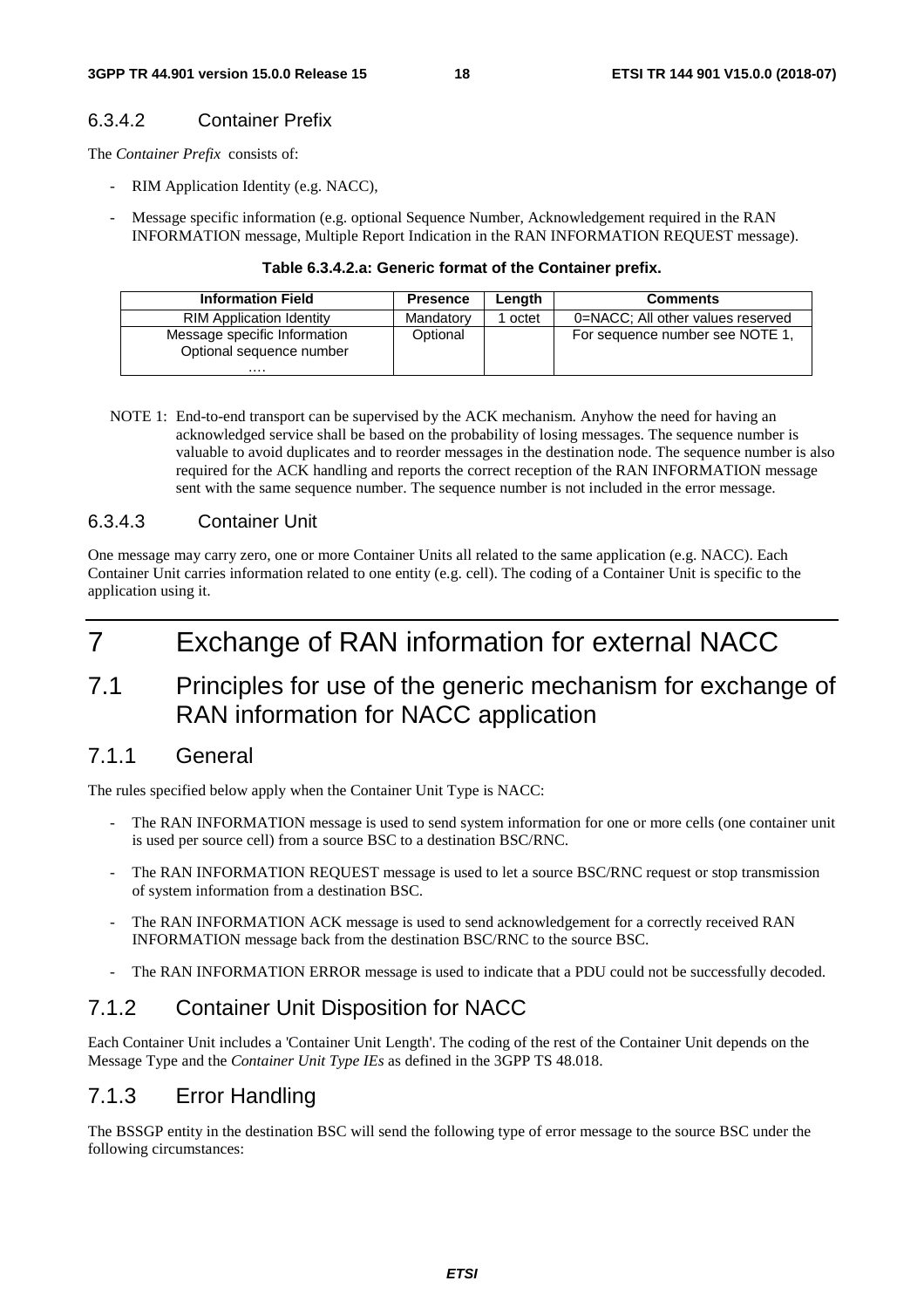#### 6.3.4.2 Container Prefix

The *Container Prefix* consists of:

- RIM Application Identity (e.g. NACC),
- Message specific information (e.g. optional Sequence Number, Acknowledgement required in the RAN INFORMATION message, Multiple Report Indication in the RAN INFORMATION REQUEST message).

**Table 6.3.4.2.a: Generic format of the Container prefix.**

| Information Field | Presence | Length | Comments |
| --- | --- | --- | --- |
| RIM Application Identity | Mandatory | 1 octet | 0=NACC; All other values reserved |
| Message specific Information<br>Optional sequence number<br>…. | Optional | | For sequence number see NOTE 1, |

NOTE 1: End-to-end transport can be supervised by the ACK mechanism. Anyhow the need for having an acknowledged service shall be based on the probability of losing messages. The sequence number is valuable to avoid duplicates and to reorder messages in the destination node. The sequence number is also required for the ACK handling and reports the correct reception of the RAN INFORMATION message sent with the same sequence number. The sequence number is not included in the error message.

#### 6.3.4.3 Container Unit

One message may carry zero, one or more Container Units all related to the same application (e.g. NACC). Each Container Unit carries information related to one entity (e.g. cell). The coding of a Container Unit is specific to the application using it.

# 7 Exchange of RAN information for external NACC

## 7.1 Principles for use of the generic mechanism for exchange of RAN information for NACC application

### 7.1.1 General

The rules specified below apply when the Container Unit Type is NACC:

- The RAN INFORMATION message is used to send system information for one or more cells (one container unit is used per source cell) from a source BSC to a destination BSC/RNC.
- The RAN INFORMATION REQUEST message is used to let a source BSC/RNC request or stop transmission of system information from a destination BSC.
- The RAN INFORMATION ACK message is used to send acknowledgement for a correctly received RAN INFORMATION message back from the destination BSC/RNC to the source BSC.
- The RAN INFORMATION ERROR message is used to indicate that a PDU could not be successfully decoded.

### 7.1.2 Container Unit Disposition for NACC

Each Container Unit includes a 'Container Unit Length'. The coding of the rest of the Container Unit depends on the Message Type and the *Container Unit Type IEs* as defined in the 3GPP TS 48.018.

### 7.1.3 Error Handling

The BSSGP entity in the destination BSC will send the following type of error message to the source BSC under the following circumstances: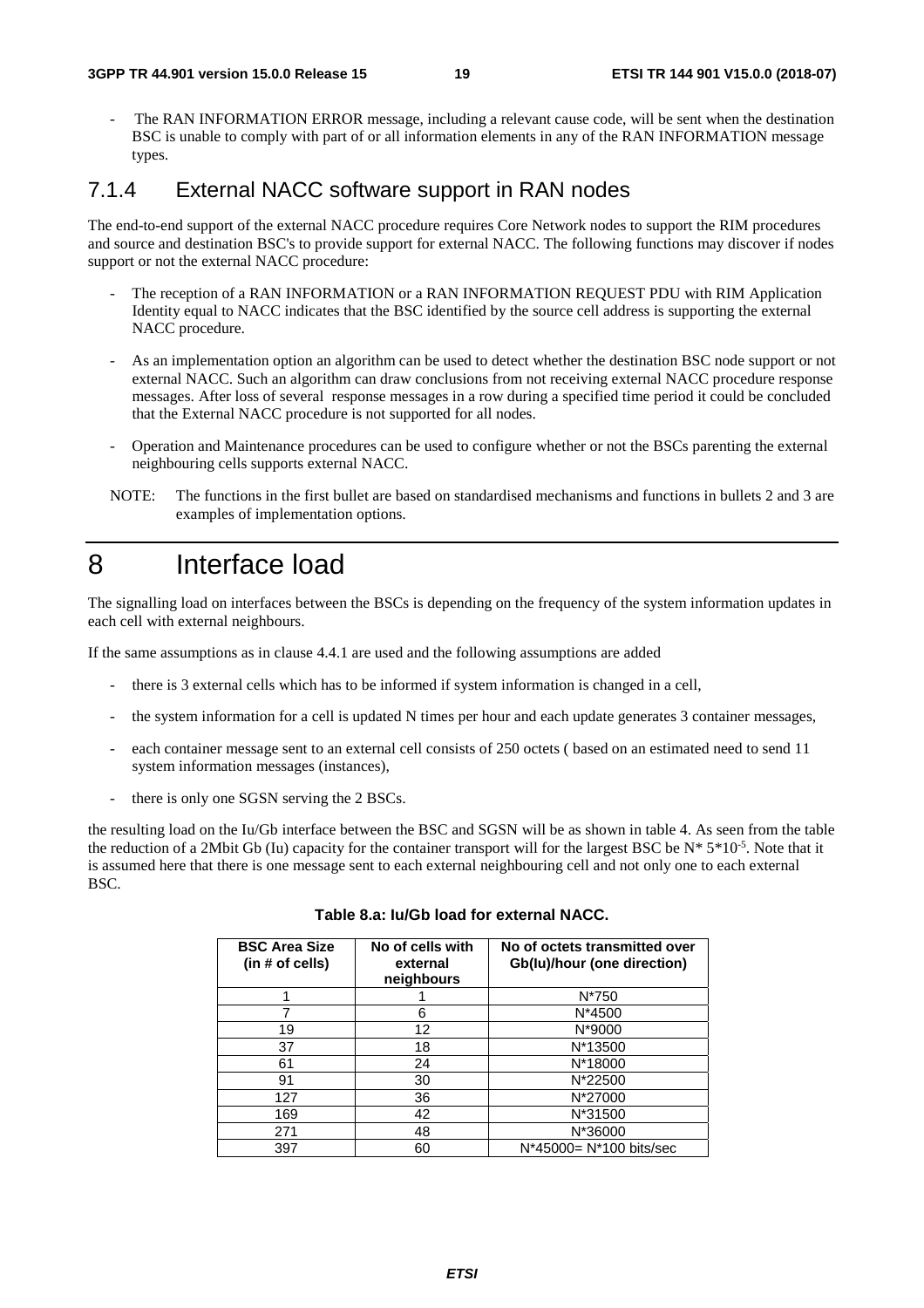- The RAN INFORMATION ERROR message, including a relevant cause code, will be sent when the destination BSC is unable to comply with part of or all information elements in any of the RAN INFORMATION message types.

### 7.1.4 External NACC software support in RAN nodes

The end-to-end support of the external NACC procedure requires Core Network nodes to support the RIM procedures and source and destination BSC's to provide support for external NACC. The following functions may discover if nodes support or not the external NACC procedure:

- The reception of a RAN INFORMATION or a RAN INFORMATION REQUEST PDU with RIM Application Identity equal to NACC indicates that the BSC identified by the source cell address is supporting the external NACC procedure.
- As an implementation option an algorithm can be used to detect whether the destination BSC node support or not external NACC. Such an algorithm can draw conclusions from not receiving external NACC procedure response messages. After loss of several response messages in a row during a specified time period it could be concluded that the External NACC procedure is not supported for all nodes.
- Operation and Maintenance procedures can be used to configure whether or not the BSCs parenting the external neighbouring cells supports external NACC.

NOTE: The functions in the first bullet are based on standardised mechanisms and functions in bullets 2 and 3 are examples of implementation options.

# 8 Interface load

The signalling load on interfaces between the BSCs is depending on the frequency of the system information updates in each cell with external neighbours.

If the same assumptions as in clause 4.4.1 are used and the following assumptions are added

- there is 3 external cells which has to be informed if system information is changed in a cell,
- the system information for a cell is updated N times per hour and each update generates 3 container messages,
- each container message sent to an external cell consists of 250 octets ( based on an estimated need to send 11 system information messages (instances),
- there is only one SGSN serving the 2 BSCs.

the resulting load on the Iu/Gb interface between the BSC and SGSN will be as shown in table 4. As seen from the table the reduction of a 2Mbit Gb (Iu) capacity for the container transport will for the largest BSC be $N* 5*10^{-5}$. Note that it is assumed here that there is one message sent to each external neighbouring cell and not only one to each external BSC.

**Table 8.a: Iu/Gb load for external NACC.**

| BSC Area Size (in # of cells) | No of cells with external neighbours | No of octets transmitted over Gb(Iu)/hour (one direction) |
|---|---|---|
| 1 | 1 | N*750 |
| 7 | 6 | N*4500 |
| 19 | 12 | N*9000 |
| 37 | 18 | N*13500 |
| 61 | 24 | N*18000 |
| 91 | 30 | N*22500 |
| 127 | 36 | N*27000 |
| 169 | 42 | N*31500 |
| 271 | 48 | N*36000 |
| 397 | 60 | N*45000= N*100 bits/sec |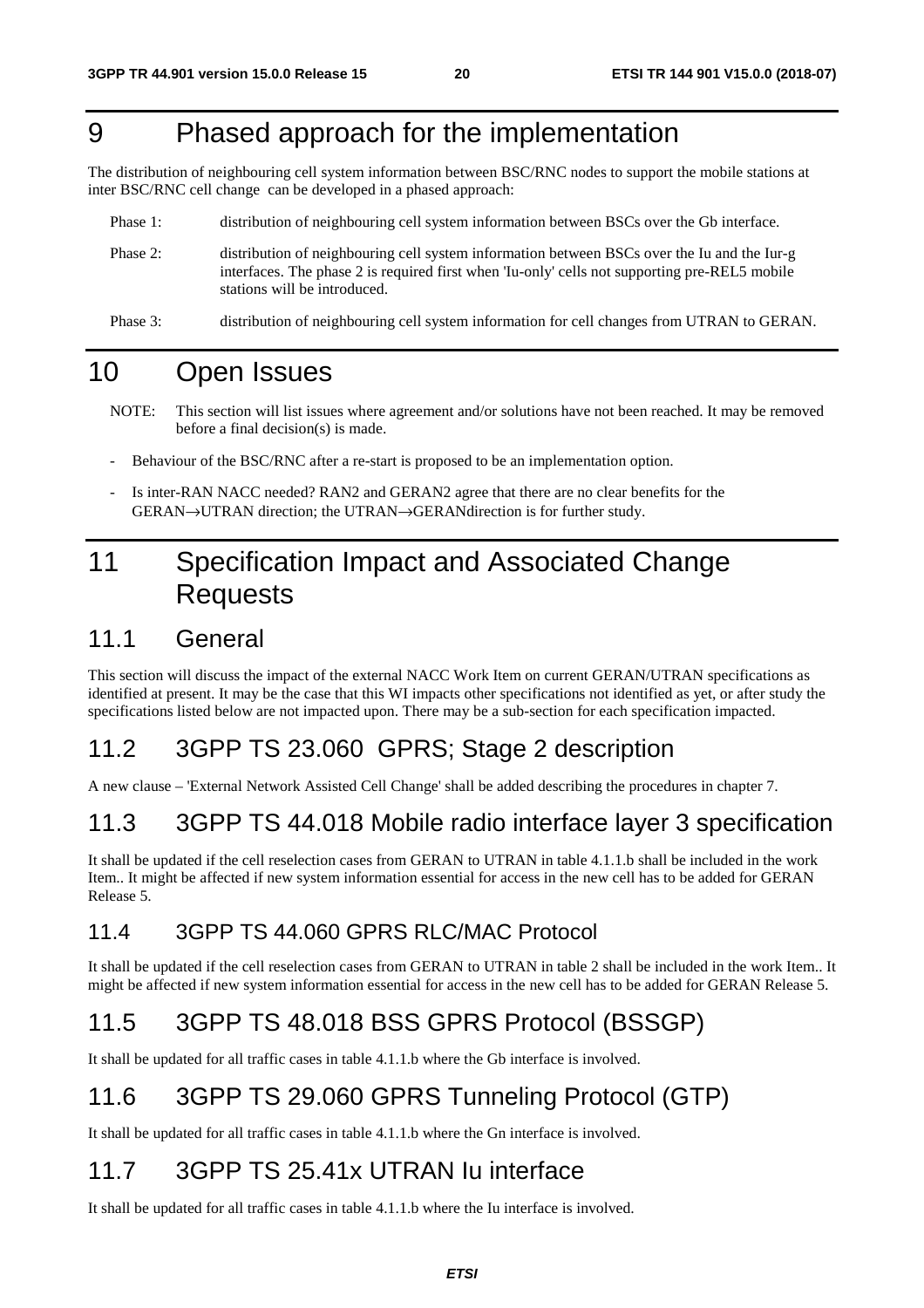# 9 Phased approach for the implementation

The distribution of neighbouring cell system information between BSC/RNC nodes to support the mobile stations at inter BSC/RNC cell change can be developed in a phased approach:

Phase 1: distribution of neighbouring cell system information between BSCs over the Gb interface.

Phase 2: distribution of neighbouring cell system information between BSCs over the Iu and the Iur-g interfaces. The phase 2 is required first when 'Iu-only' cells not supporting pre-REL5 mobile stations will be introduced.

Phase 3: distribution of neighbouring cell system information for cell changes from UTRAN to GERAN.

# 10 Open Issues

NOTE: This section will list issues where agreement and/or solutions have not been reached. It may be removed before a final decision(s) is made.

- Behaviour of the BSC/RNC after a re-start is proposed to be an implementation option.
- Is inter-RAN NACC needed? RAN2 and GERAN2 agree that there are no clear benefits for the GERAN→UTRAN direction; the UTRAN→GERANdirection is for further study.

# 11 Specification Impact and Associated Change Requests

## 11.1 General

This section will discuss the impact of the external NACC Work Item on current GERAN/UTRAN specifications as identified at present. It may be the case that this WI impacts other specifications not identified as yet, or after study the specifications listed below are not impacted upon. There may be a sub-section for each specification impacted.

## 11.2 3GPP TS 23.060 GPRS; Stage 2 description

A new clause – 'External Network Assisted Cell Change' shall be added describing the procedures in chapter 7.

## 11.3 3GPP TS 44.018 Mobile radio interface layer 3 specification

It shall be updated if the cell reselection cases from GERAN to UTRAN in table 4.1.1.b shall be included in the work Item.. It might be affected if new system information essential for access in the new cell has to be added for GERAN Release 5.

### 11.4 3GPP TS 44.060 GPRS RLC/MAC Protocol

It shall be updated if the cell reselection cases from GERAN to UTRAN in table 2 shall be included in the work Item.. It might be affected if new system information essential for access in the new cell has to be added for GERAN Release 5.

## 11.5 3GPP TS 48.018 BSS GPRS Protocol (BSSGP)

It shall be updated for all traffic cases in table 4.1.1.b where the Gb interface is involved.

## 11.6 3GPP TS 29.060 GPRS Tunneling Protocol (GTP)

It shall be updated for all traffic cases in table 4.1.1.b where the Gn interface is involved.

## 11.7 3GPP TS 25.41x UTRAN Iu interface

It shall be updated for all traffic cases in table 4.1.1.b where the Iu interface is involved.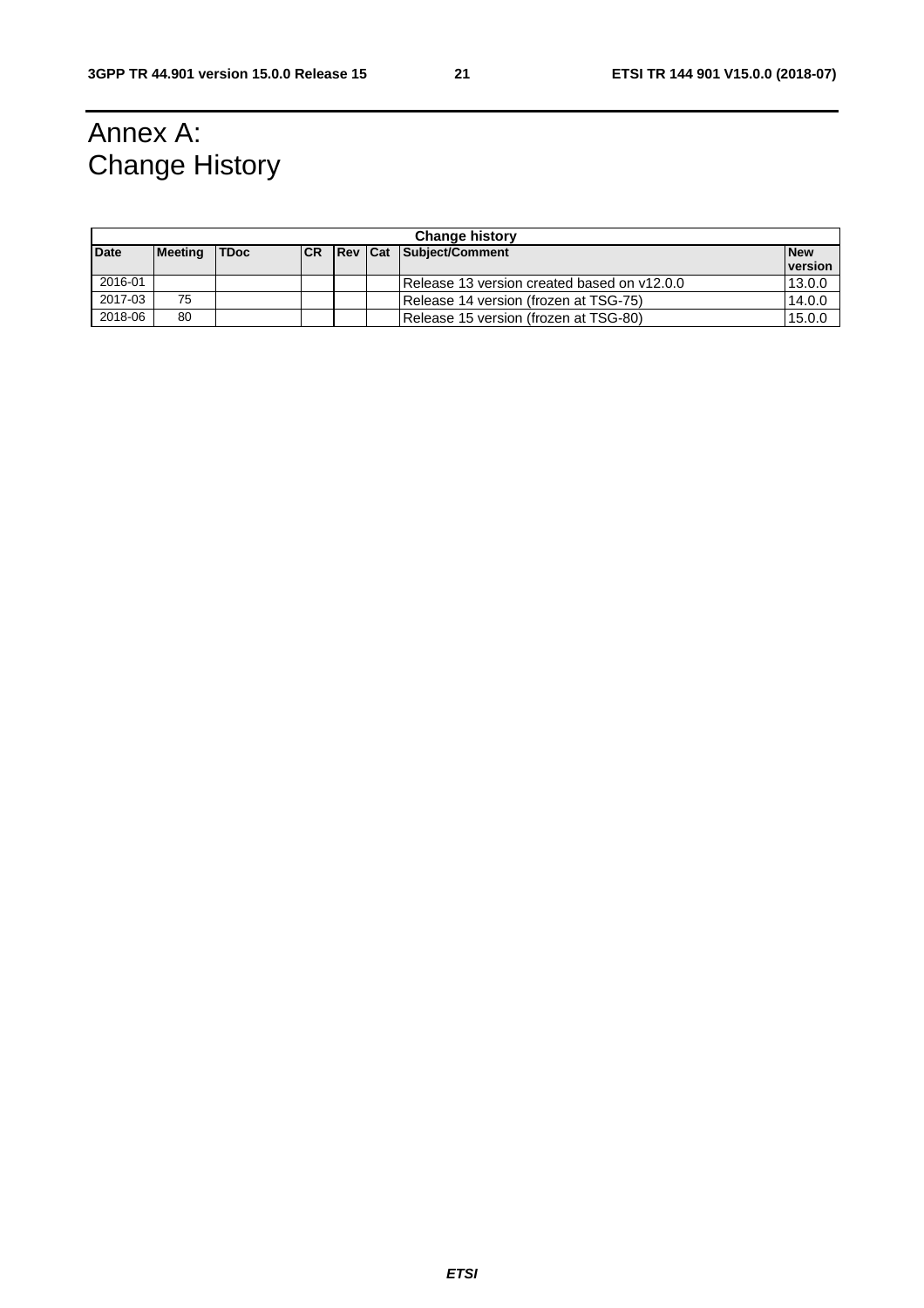# Annex A: Change History

| Change history | | | | | | | |
|---|---|---|---|---|---|---|---|
| **Date** | **Meeting** | **TDoc** | **CR** | **Rev** | **Cat** | **Subject/Comment** | **New version** |
| 2016-01 | | | | | | Release 13 version created based on v12.0.0 | 13.0.0 |
| 2017-03 | 75 | | | | | Release 14 version (frozen at TSG-75) | 14.0.0 |
| 2018-06 | 80 | | | | | Release 15 version (frozen at TSG-80) | 15.0.0 |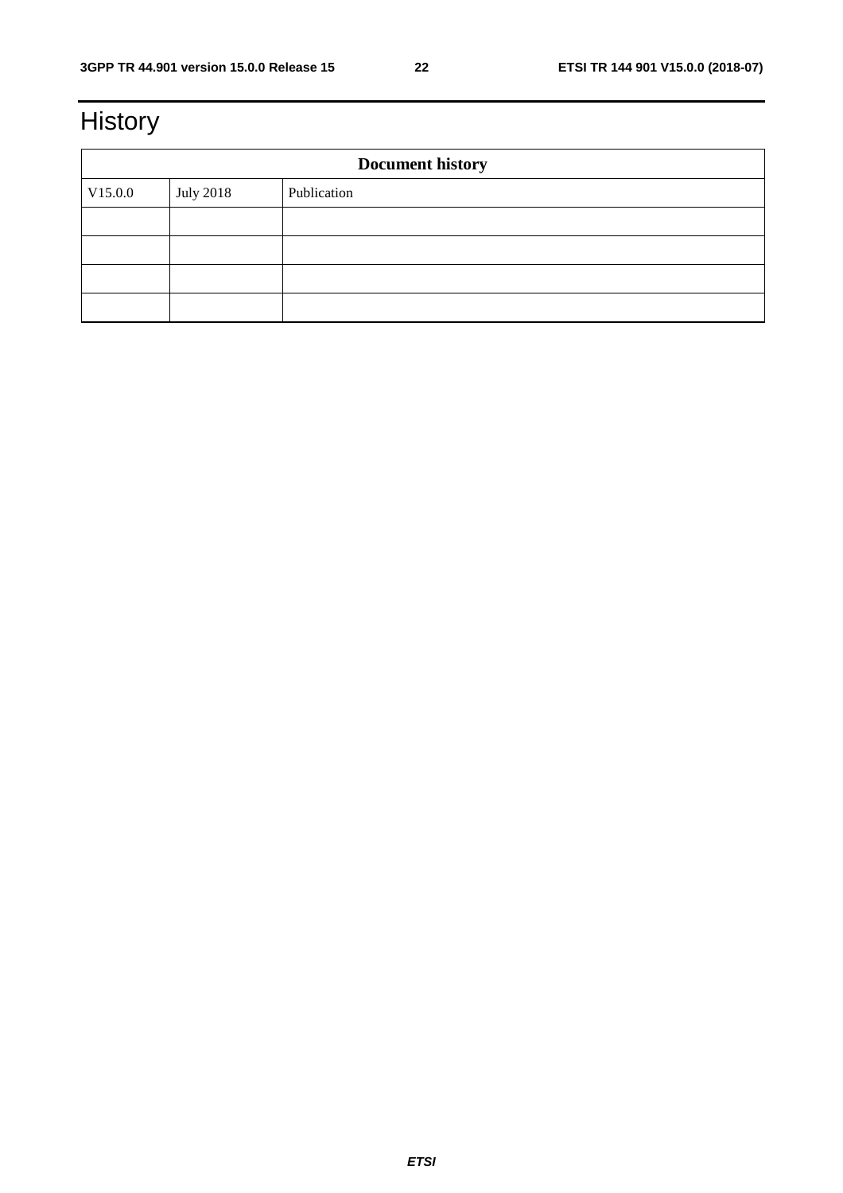# History

| Document history | | |
|---|---|---|
| V15.0.0 | July 2018 | Publication |
| | | |
| | | |
| | | |
| | | |